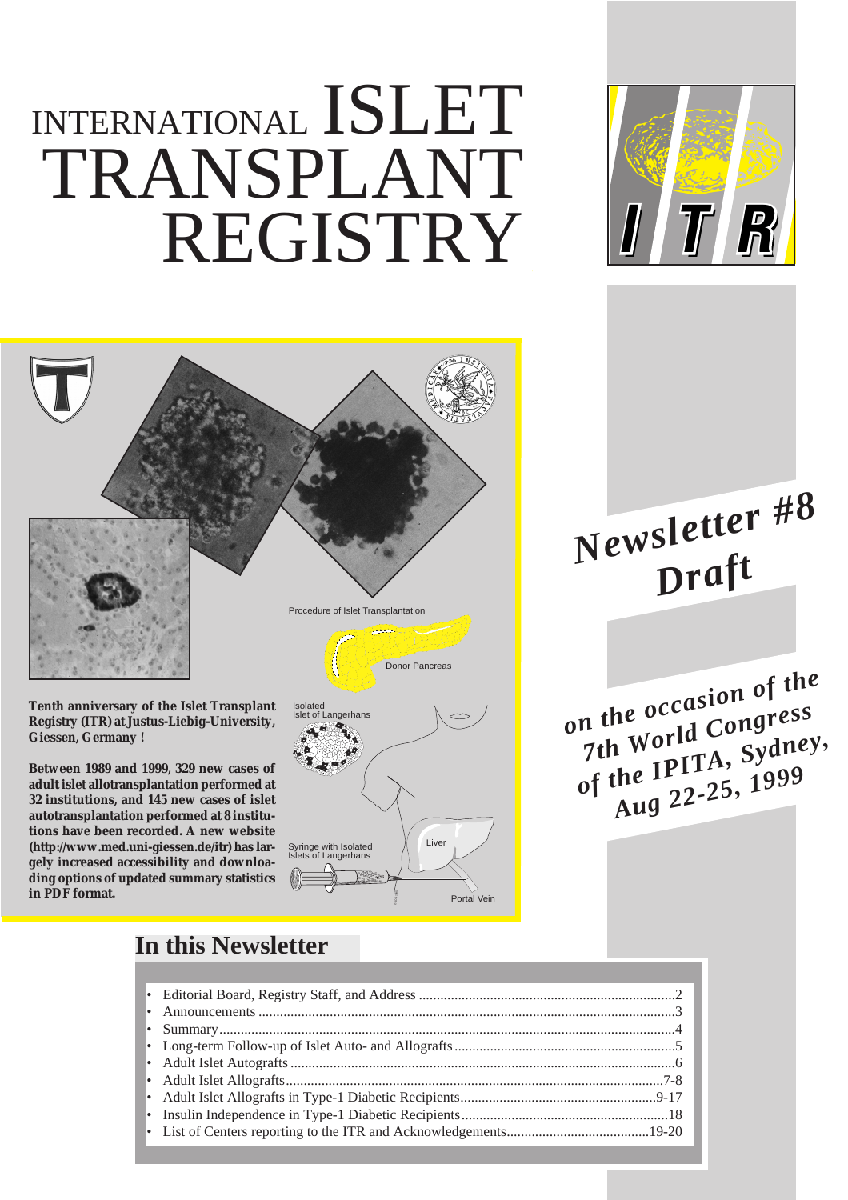# INTERNATIONAL ISLET TRANSPLANT REGISTRY

## Newsletter #8 Draft

*on the occasion of the 7th World Congress of the IPITA, Sydney, Aug 22-25, 1999*

**Tenth anniversary of the Islet Transplant Registry (ITR) at Justus-Liebig-University, Giessen, Germany !**

**Between 1989 and 1999, 329 new cases of adult islet allotransplantation performed at 32 institutions, and 145 new cases of islet autotransplantation performed at 8 institutions have been recorded. A new website (http://www.med.uni-giessen.de/itr) has largely increased accessibility and downloading options of updated summary statistics in PDF format.**

Procedure of Islet Transplantation

Donor Pancreas

Isolated Islet of Langerhans

Syringe with Isolated Islets of Langerhans

Liver

Portal Vein

## In this Newsletter

- Editorial Board, Registry Staff, and Address ....... 2
- Announcements ....... 3
- Summary ....... 4
- Long-term Follow-up of Islet Auto- and Allografts ....... 5
- Adult Islet Autografts ....... 6
- Adult Islet Allografts ....... 7-8
- Adult Islet Allografts in Type-1 Diabetic Recipients ....... 9-17
- Insulin Independence in Type-1 Diabetic Recipients ....... 18
- List of Centers reporting to the ITR and Acknowledgements ....... 19-20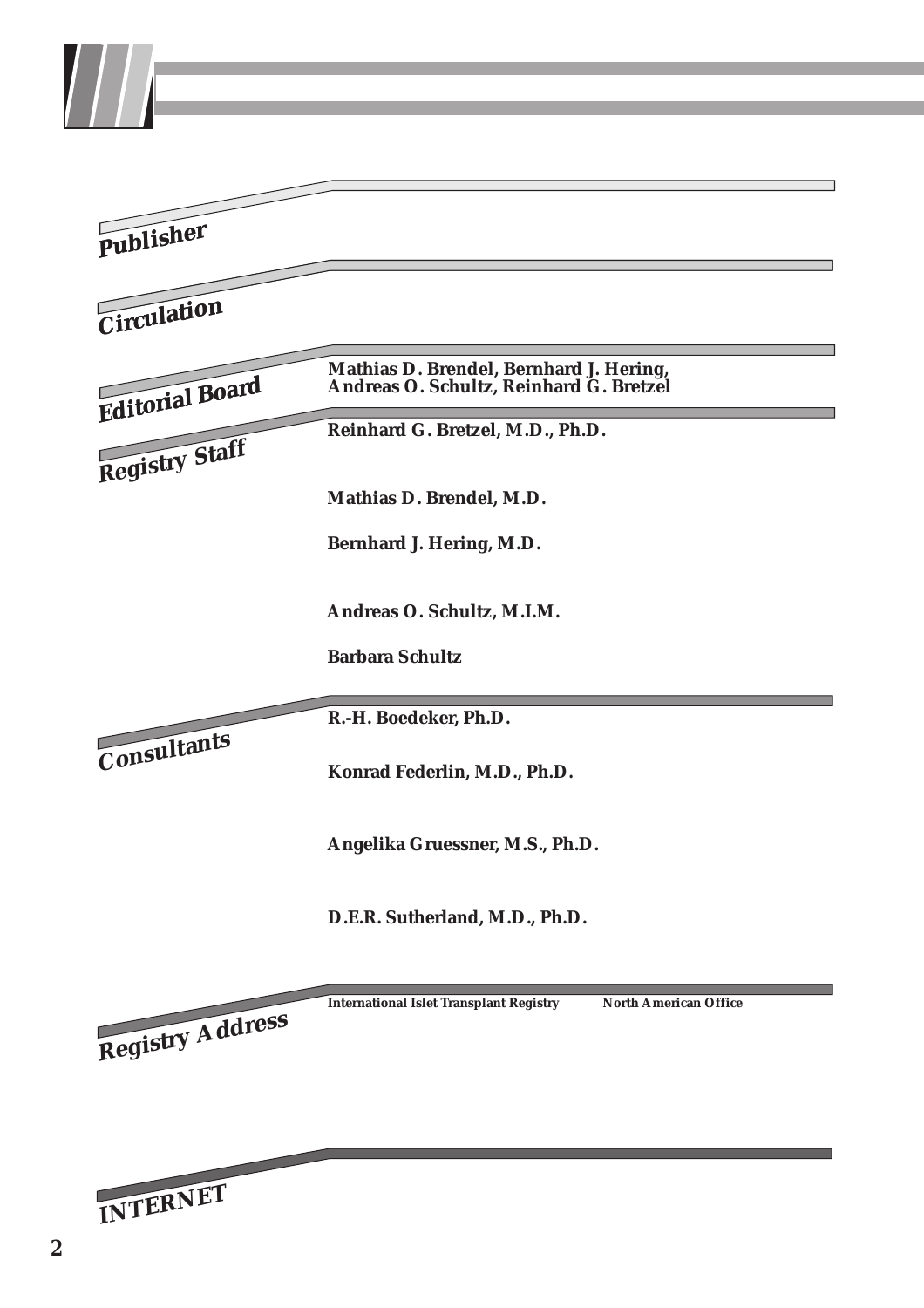## Publisher

## Circulation

## Editorial Board

**Mathias D. Brendel, Bernhard J. Hering, Andreas O. Schultz, Reinhard G. Bretzel**

## Registry Staff

**Reinhard G. Bretzel, M.D., Ph.D.**

**Mathias D. Brendel, M.D.**

**Bernhard J. Hering, M.D.**

**Andreas O. Schultz, M.I.M.**

**Barbara Schultz**

## Consultants

**R.-H. Boedeker, Ph.D.**

**Konrad Federlin, M.D., Ph.D.**

**Angelika Gruessner, M.S., Ph.D.**

**D.E.R. Sutherland, M.D., Ph.D.**

## Registry Address

**International Islet Transplant Registry**

**North American Office**

## INTERNET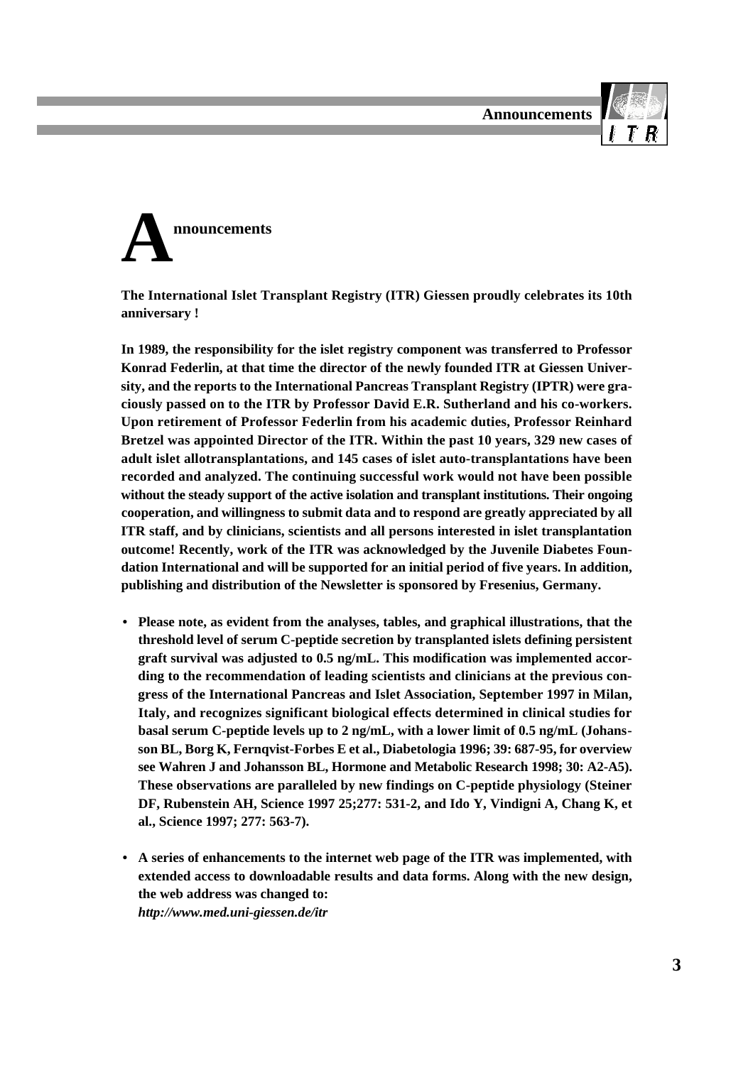# Announcements

**The International Islet Transplant Registry (ITR) Giessen proudly celebrates its 10th anniversary !**

**In 1989, the responsibility for the islet registry component was transferred to Professor Konrad Federlin, at that time the director of the newly founded ITR at Giessen University, and the reports to the International Pancreas Transplant Registry (IPTR) were graciously passed on to the ITR by Professor David E.R. Sutherland and his co-workers. Upon retirement of Professor Federlin from his academic duties, Professor Reinhard Bretzel was appointed Director of the ITR. Within the past 10 years, 329 new cases of adult islet allotransplantations, and 145 cases of islet auto-transplantations have been recorded and analyzed. The continuing successful work would not have been possible without the steady support of the active isolation and transplant institutions. Their ongoing cooperation, and willingness to submit data and to respond are greatly appreciated by all ITR staff, and by clinicians, scientists and all persons interested in islet transplantation outcome! Recently, work of the ITR was acknowledged by the Juvenile Diabetes Foundation International and will be supported for an initial period of five years. In addition, publishing and distribution of the Newsletter is sponsored by Fresenius, Germany.**

- **Please note, as evident from the analyses, tables, and graphical illustrations, that the threshold level of serum C-peptide secretion by transplanted islets defining persistent graft survival was adjusted to 0.5 ng/mL. This modification was implemented according to the recommendation of leading scientists and clinicians at the previous congress of the International Pancreas and Islet Association, September 1997 in Milan, Italy, and recognizes significant biological effects determined in clinical studies for basal serum C-peptide levels up to 2 ng/mL, with a lower limit of 0.5 ng/mL (Johansson BL, Borg K, Fernqvist-Forbes E et al., Diabetologia 1996; 39: 687-95, for overview see Wahren J and Johansson BL, Hormone and Metabolic Research 1998; 30: A2-A5). These observations are paralleled by new findings on C-peptide physiology (Steiner DF, Rubenstein AH, Science 1997 25;277: 531-2, and Ido Y, Vindigni A, Chang K, et al., Science 1997; 277: 563-7).**

- **A series of enhancements to the internet web page of the ITR was implemented, with extended access to downloadable results and data forms. Along with the new design, the web address was changed to:**
  ***http://www.med.uni-giessen.de/itr***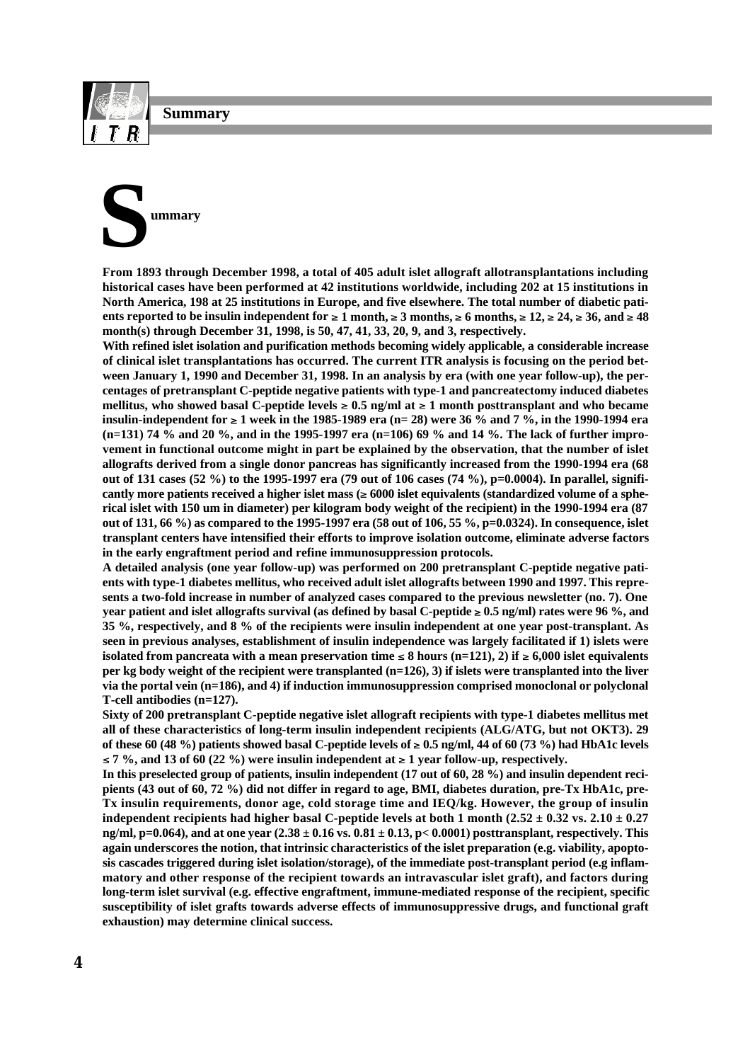# Summary

From 1893 through December 1998, a total of 405 adult islet allograft allotransplantations including historical cases have been performed at 42 institutions worldwide, including 202 at 15 institutions in North America, 198 at 25 institutions in Europe, and five elsewhere. The total number of diabetic patients reported to be insulin independent for ≥ 1 month, ≥ 3 months, ≥ 6 months, ≥ 12, ≥ 24, ≥ 36, and ≥ 48 month(s) through December 31, 1998, is 50, 47, 41, 33, 20, 9, and 3, respectively.

With refined islet isolation and purification methods becoming widely applicable, a considerable increase of clinical islet transplantations has occurred. The current ITR analysis is focusing on the period between January 1, 1990 and December 31, 1998. In an analysis by era (with one year follow-up), the percentages of pretransplant C-peptide negative patients with type-1 and pancreatectomy induced diabetes mellitus, who showed basal C-peptide levels ≥ 0.5 ng/ml at ≥ 1 month posttransplant and who became insulin-independent for ≥ 1 week in the 1985-1989 era (n= 28) were 36 % and 7 %, in the 1990-1994 era (n=131) 74 % and 20 %, and in the 1995-1997 era (n=106) 69 % and 14 %. The lack of further improvement in functional outcome might in part be explained by the observation, that the number of islet allografts derived from a single donor pancreas has significantly increased from the 1990-1994 era (68 out of 131 cases (52 %) to the 1995-1997 era (79 out of 106 cases (74 %), p=0.0004). In parallel, significantly more patients received a higher islet mass (≥ 6000 islet equivalents (standardized volume of a spherical islet with 150 um in diameter) per kilogram body weight of the recipient) in the 1990-1994 era (87 out of 131, 66 %) as compared to the 1995-1997 era (58 out of 106, 55 %, p=0.0324). In consequence, islet transplant centers have intensified their efforts to improve isolation outcome, eliminate adverse factors in the early engraftment period and refine immunosuppression protocols.

A detailed analysis (one year follow-up) was performed on 200 pretransplant C-peptide negative patients with type-1 diabetes mellitus, who received adult islet allografts between 1990 and 1997. This represents a two-fold increase in number of analyzed cases compared to the previous newsletter (no. 7). One year patient and islet allografts survival (as defined by basal C-peptide ≥ 0.5 ng/ml) rates were 96 %, and 35 %, respectively, and 8 % of the recipients were insulin independent at one year post-transplant. As seen in previous analyses, establishment of insulin independence was largely facilitated if 1) islets were isolated from pancreata with a mean preservation time ≤ 8 hours (n=121), 2) if ≥ 6,000 islet equivalents per kg body weight of the recipient were transplanted (n=126), 3) if islets were transplanted into the liver via the portal vein (n=186), and 4) if induction immunosuppression comprised monoclonal or polyclonal T-cell antibodies (n=127).

Sixty of 200 pretransplant C-peptide negative islet allograft recipients with type-1 diabetes mellitus met all of these characteristics of long-term insulin independent recipients (ALG/ATG, but not OKT3). 29 of these 60 (48 %) patients showed basal C-peptide levels of ≥ 0.5 ng/ml, 44 of 60 (73 %) had HbA1c levels ≤ 7 %, and 13 of 60 (22 %) were insulin independent at ≥ 1 year follow-up, respectively.

In this preselected group of patients, insulin independent (17 out of 60, 28 %) and insulin dependent recipients (43 out of 60, 72 %) did not differ in regard to age, BMI, diabetes duration, pre-Tx HbA1c, pre-Tx insulin requirements, donor age, cold storage time and IEQ/kg. However, the group of insulin independent recipients had higher basal C-peptide levels at both 1 month (2.52 ± 0.32 vs. 2.10 ± 0.27 ng/ml, p=0.064), and at one year (2.38 ± 0.16 vs. 0.81 ± 0.13, p< 0.0001) posttransplant, respectively. This again underscores the notion, that intrinsic characteristics of the islet preparation (e.g. viability, apoptosis cascades triggered during islet isolation/storage), of the immediate post-transplant period (e.g inflammatory and other response of the recipient towards an intravascular islet graft), and factors during long-term islet survival (e.g. effective engraftment, immune-mediated response of the recipient, specific susceptibility of islet grafts towards adverse effects of immunosuppressive drugs, and functional graft exhaustion) may determine clinical success.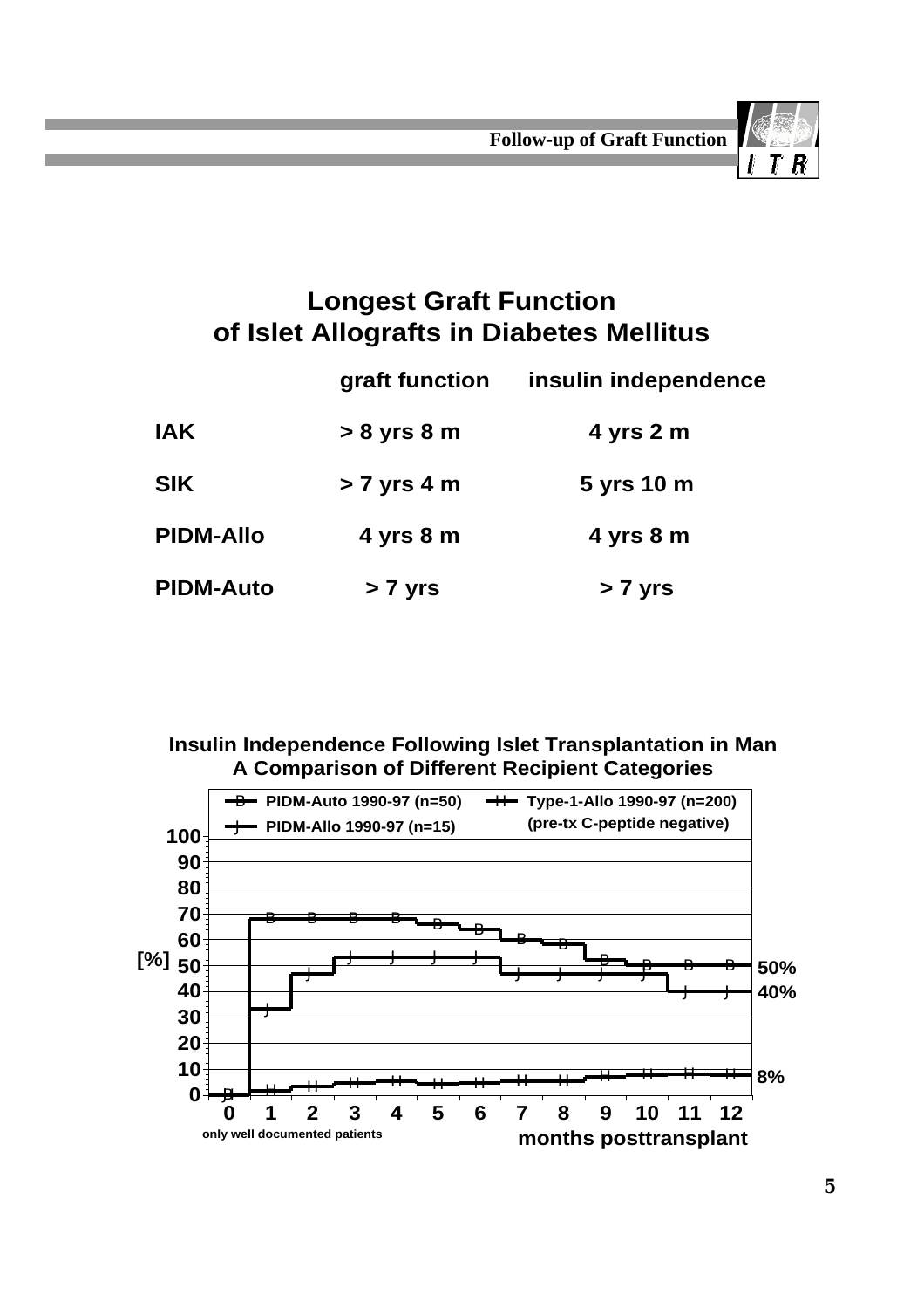## Longest Graft Function of Islet Allografts in Diabetes Mellitus

| | graft function | insulin independence |
|---|---|---|
| **IAK** | > 8 yrs 8 m | 4 yrs 2 m |
| **SIK** | > 7 yrs 4 m | 5 yrs 10 m |
| **PIDM-Allo** | 4 yrs 8 m | 4 yrs 8 m |
| **PIDM-Auto** | > 7 yrs | > 7 yrs |

**Insulin Independence Following Islet Transplantation in Man**
**A Comparison of Different Recipient Categories**

Legend: PIDM-Auto 1990-97 (n=50); PIDM-Allo 1990-97 (n=15); Type-1-Allo 1990-97 (n=200) (pre-tx C-peptide negative)

Y-axis: [%] (0–100); X-axis: months posttransplant (0–12)

End values: 50%, 40%, 8%

only well documented patients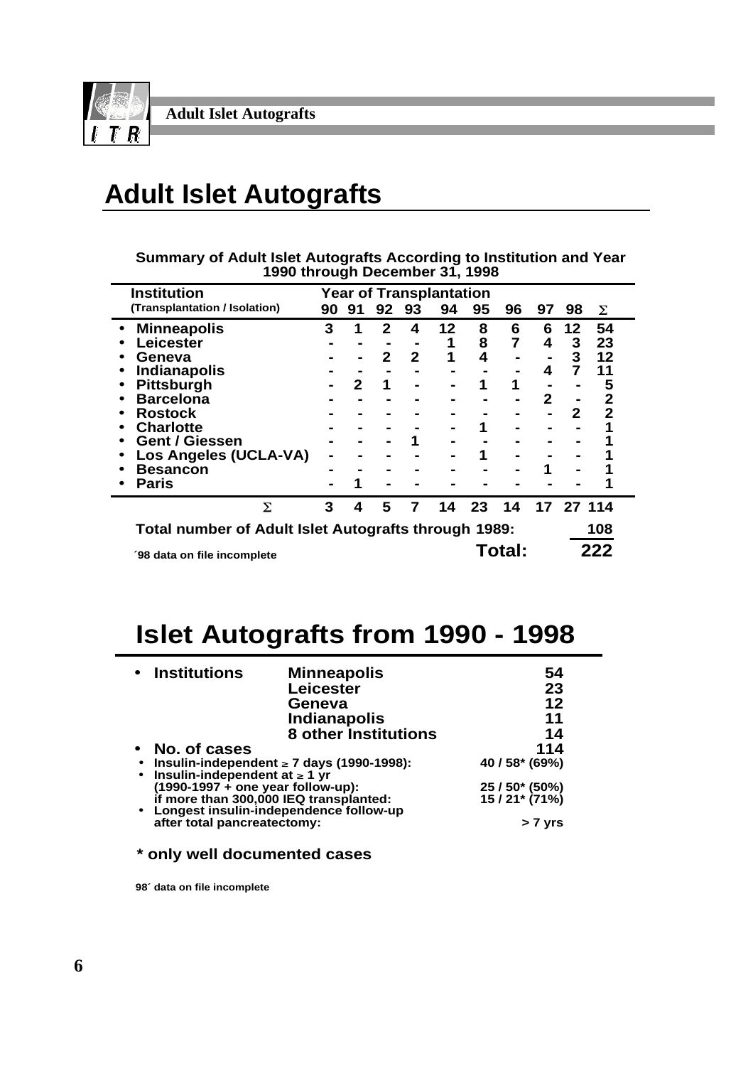# Adult Islet Autografts

**Summary of Adult Islet Autografts According to Institution and Year 1990 through December 31, 1998**

| Institution (Transplantation / Isolation) | 90 | 91 | 92 | 93 | 94 | 95 | 96 | 97 | 98 | Σ |
|---|---|---|---|---|---|---|---|---|---|---|
| • Minneapolis | 3 | 1 | 2 | 4 | 12 | 8 | 6 | 6 | 12 | 54 |
| • Leicester | - | - | - | - | 1 | 8 | 7 | 4 | 3 | 23 |
| • Geneva | - | - | 2 | 2 | 1 | 4 | - | - | 3 | 12 |
| • Indianapolis | - | - | - | - | - | - | - | 4 | 7 | 11 |
| • Pittsburgh | - | 2 | 1 | - | - | 1 | 1 | - | - | 5 |
| • Barcelona | - | - | - | - | - | - | - | 2 | - | 2 |
| • Rostock | - | - | - | - | - | - | - | - | 2 | 2 |
| • Charlotte | - | - | - | - | - | 1 | - | - | - | 1 |
| • Gent / Giessen | - | - | - | 1 | - | - | - | - | - | 1 |
| • Los Angeles (UCLA-VA) | - | - | - | - | - | 1 | - | - | - | 1 |
| • Besancon | - | - | - | - | - | - | - | 1 | - | 1 |
| • Paris | - | 1 | - | - | - | - | - | - | - | 1 |
| Σ | 3 | 4 | 5 | 7 | 14 | 23 | 14 | 17 | 27 | 114 |

**Total number of Adult Islet Autografts through 1989:** **108**

**Total:** **222**

´98 data on file incomplete

# Islet Autografts from 1990 - 1998

- **Institutions**
  - Minneapolis — 54
  - Leicester — 23
  - Geneva — 12
  - Indianapolis — 11
  - 8 other Institutions — 14
- **No. of cases** — 114
- Insulin-independent ≥ 7 days (1990-1998): — 40 / 58* (69%)
- Insulin-independent at ≥ 1 yr (1990-1997 + one year follow-up): — 25 / 50* (50%)
  if more than 300,000 IEQ transplanted: — 15 / 21* (71%)
- Longest insulin-independence follow-up after total pancreatectomy: — > 7 yrs

**\* only well documented cases**

98´ data on file incomplete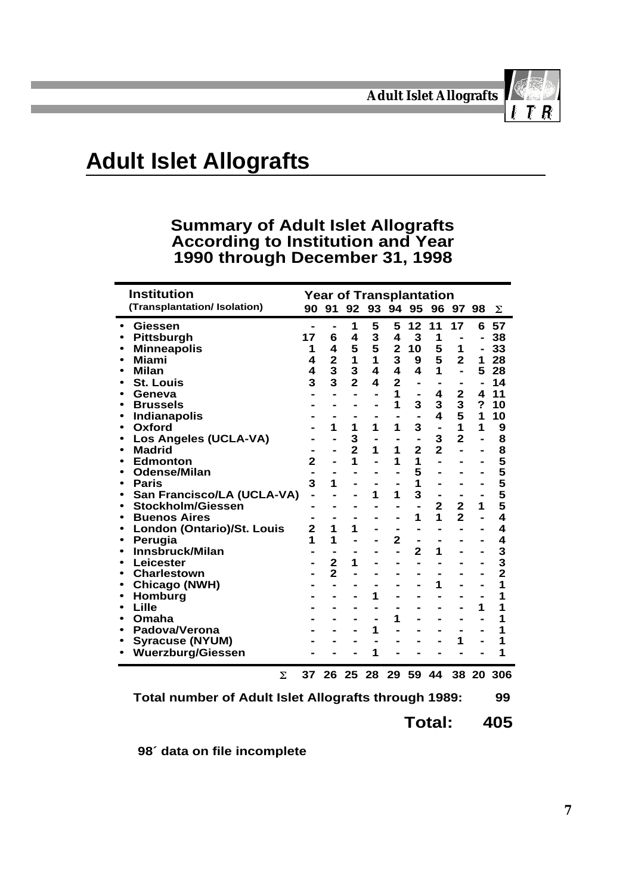# Adult Islet Allografts

## Summary of Adult Islet Allografts According to Institution and Year 1990 through December 31, 1998

| Institution (Transplantation/ Isolation) | 90 | 91 | 92 | 93 | 94 | 95 | 96 | 97 | 98 | Σ |
|---|---|---|---|---|---|---|---|---|---|---|
| • Giessen | - | - | 1 | 5 | 5 | 12 | 11 | 17 | 6 | 57 |
| • Pittsburgh | 17 | 6 | 4 | 3 | 4 | 3 | 1 | - | - | 38 |
| • Minneapolis | 1 | 4 | 5 | 5 | 2 | 10 | 5 | 1 | - | 33 |
| • Miami | 4 | 2 | 1 | 1 | 3 | 9 | 5 | 2 | 1 | 28 |
| • Milan | 4 | 3 | 3 | 4 | 4 | 4 | 1 | - | 5 | 28 |
| • St. Louis | 3 | 3 | 2 | 4 | 2 | - | - | - | - | 14 |
| • Geneva | - | - | - | - | 1 | - | 4 | 2 | 4 | 11 |
| • Brussels | - | - | - | - | 1 | 3 | 3 | 3 | ? | 10 |
| • Indianapolis | - | - | - | - | - | - | 4 | 5 | 1 | 10 |
| • Oxford | - | 1 | 1 | 1 | 1 | 3 | - | 1 | 1 | 9 |
| • Los Angeles (UCLA-VA) | - | - | 3 | - | - | - | 3 | 2 | - | 8 |
| • Madrid | - | - | 2 | 1 | 1 | 2 | 2 | - | - | 8 |
| • Edmonton | 2 | - | 1 | - | 1 | 1 | - | - | - | 5 |
| • Odense/Milan | - | - | - | - | - | 5 | - | - | - | 5 |
| • Paris | 3 | 1 | - | - | - | 1 | - | - | - | 5 |
| • San Francisco/LA (UCLA-VA) | - | - | - | 1 | 1 | 3 | - | - | - | 5 |
| • Stockholm/Giessen | - | - | - | - | - | - | 2 | 2 | 1 | 5 |
| • Buenos Aires | - | - | - | - | - | 1 | 1 | 2 | - | 4 |
| • London (Ontario)/St. Louis | 2 | 1 | 1 | - | - | - | - | - | - | 4 |
| • Perugia | 1 | 1 | - | - | 2 | - | - | - | - | 4 |
| • Innsbruck/Milan | - | - | - | - | - | 2 | 1 | - | - | 3 |
| • Leicester | - | 2 | 1 | - | - | - | - | - | - | 3 |
| • Charlestown | - | 2 | - | - | - | - | - | - | - | 2 |
| • Chicago (NWH) | - | - | - | - | - | - | 1 | - | - | 1 |
| • Homburg | - | - | - | 1 | - | - | - | - | - | 1 |
| • Lille | - | - | - | - | - | - | - | - | 1 | 1 |
| • Omaha | - | - | - | - | 1 | - | - | - | - | 1 |
| • Padova/Verona | - | - | - | 1 | - | - | - | - | - | 1 |
| • Syracuse (NYUM) | - | - | - | - | - | - | - | 1 | - | 1 |
| • Wuerzburg/Giessen | - | - | - | 1 | - | - | - | - | - | 1 |
| Σ | 37 | 26 | 25 | 28 | 29 | 59 | 44 | 38 | 20 | 306 |

**Total number of Adult Islet Allografts through 1989: 99**

**Total: 405**

**98´ data on file incomplete**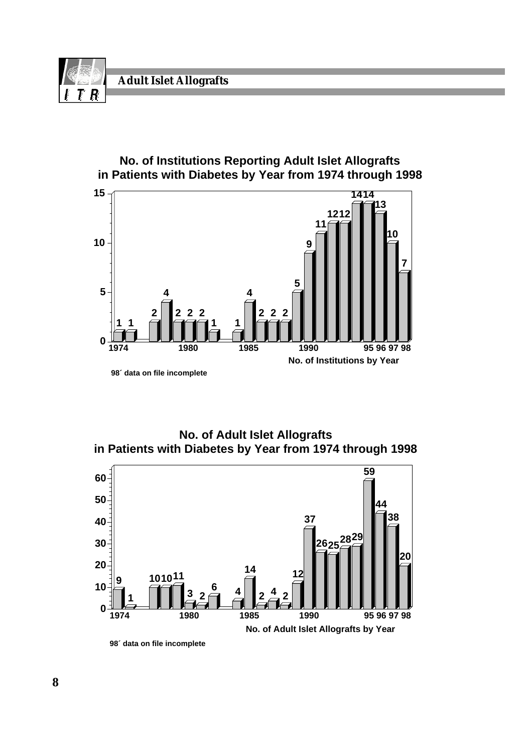# Adult Islet Allografts

## No. of Institutions Reporting Adult Islet Allografts in Patients with Diabetes by Year from 1974 through 1998

| Year | 1974 | 1975 | 1976 | 1977 | 1978 | 1979 | 1980 | 1981 | 1982 | 1983 | 1984 | 1985 | 1986 | 1987 | 1988 | 1989 | 1990 | 1991 | 1992 | 1993 | 1994 | 95 | 96 | 97 | 98 |
|---|---|---|---|---|---|---|---|---|---|---|---|---|---|---|---|---|---|---|---|---|---|---|---|---|---|
| No. of Institutions | 1 | 1 | | 2 | 4 | 2 | 2 | 2 | 1 | | 1 | 4 | 2 | 2 | 2 | 5 | 9 | 11 | 12 | 12 | 14 | 14 | 13 | 10 | 7 |

No. of Institutions by Year

98´ data on file incomplete

## No. of Adult Islet Allografts in Patients with Diabetes by Year from 1974 through 1998

| Year | 1974 | 1975 | 1976 | 1977 | 1978 | 1979 | 1980 | 1981 | 1982 | 1983 | 1984 | 1985 | 1986 | 1987 | 1988 | 1989 | 1990 | 1991 | 1992 | 1993 | 1994 | 95 | 96 | 97 | 98 |
|---|---|---|---|---|---|---|---|---|---|---|---|---|---|---|---|---|---|---|---|---|---|---|---|---|---|
| No. of Adult Islet Allografts | 9 | 1 | | 10 | 10 | 11 | 3 | 2 | 6 | | 4 | 14 | 2 | 4 | 2 | 12 | 37 | 26 | 25 | 28 | 29 | 59 | 44 | 38 | 20 |

No. of Adult Islet Allografts by Year

98´ data on file incomplete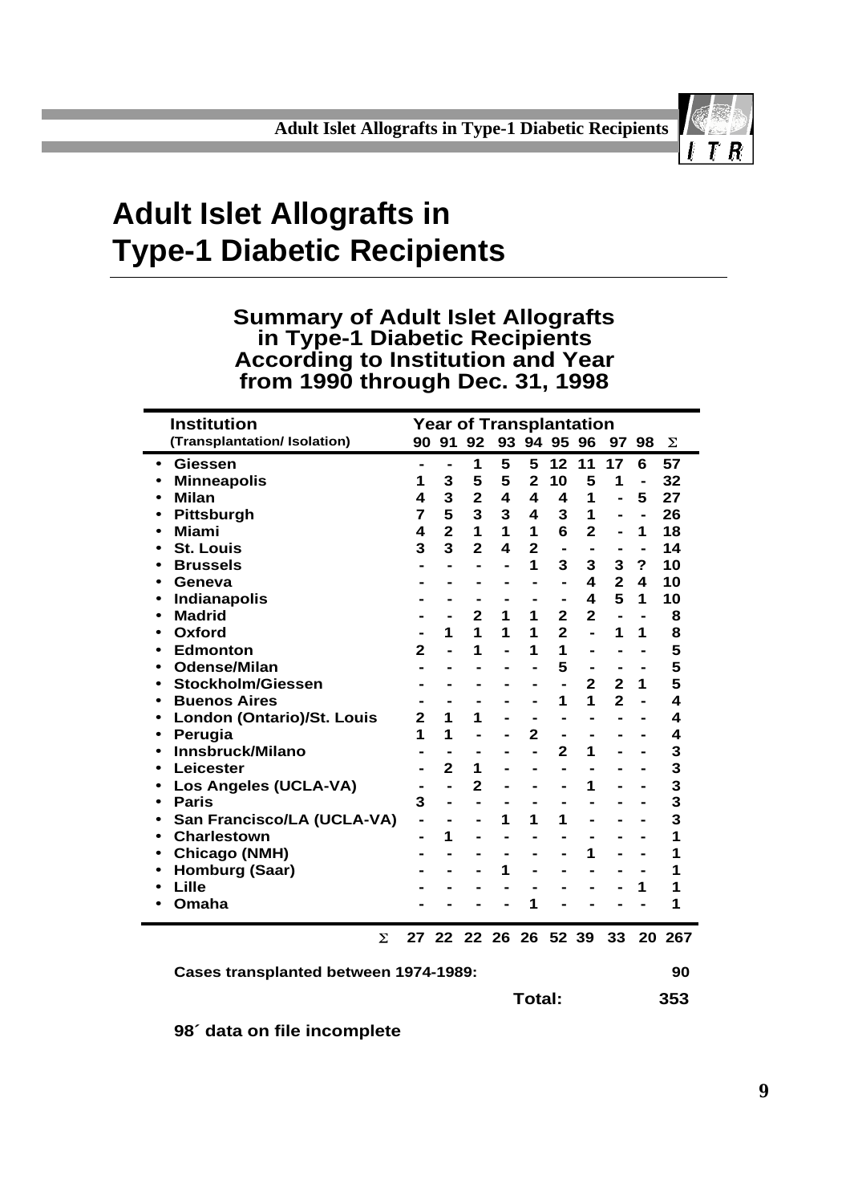# Adult Islet Allografts in Type-1 Diabetic Recipients

## Summary of Adult Islet Allografts in Type-1 Diabetic Recipients According to Institution and Year from 1990 through Dec. 31, 1998

| Institution (Transplantation/ Isolation) | Year of Transplantation 90 | 91 | 92 | 93 | 94 | 95 | 96 | 97 | 98 | Σ |
|---|---|---|---|---|---|---|---|---|---|---|
| • Giessen | - | - | 1 | 5 | 5 | 12 | 11 | 17 | 6 | 57 |
| • Minneapolis | 1 | 3 | 5 | 5 | 2 | 10 | 5 | 1 | - | 32 |
| • Milan | 4 | 3 | 2 | 4 | 4 | 4 | 1 | - | 5 | 27 |
| • Pittsburgh | 7 | 5 | 3 | 3 | 4 | 3 | 1 | - | - | 26 |
| • Miami | 4 | 2 | 1 | 1 | 1 | 6 | 2 | - | 1 | 18 |
| • St. Louis | 3 | 3 | 2 | 4 | 2 | - | - | - | - | 14 |
| • Brussels | - | - | - | - | 1 | 3 | 3 | 3 | ? | 10 |
| • Geneva | - | - | - | - | - | - | 4 | 2 | 4 | 10 |
| • Indianapolis | - | - | - | - | - | - | 4 | 5 | 1 | 10 |
| • Madrid | - | - | 2 | 1 | 1 | 2 | 2 | - | - | 8 |
| • Oxford | - | 1 | 1 | 1 | 1 | 2 | - | 1 | 1 | 8 |
| • Edmonton | 2 | - | 1 | - | 1 | 1 | - | - | - | 5 |
| • Odense/Milan | - | - | - | - | - | 5 | - | - | - | 5 |
| • Stockholm/Giessen | - | - | - | - | - | - | 2 | 2 | 1 | 5 |
| • Buenos Aires | - | - | - | - | - | 1 | 1 | 2 | - | 4 |
| • London (Ontario)/St. Louis | 2 | 1 | 1 | - | - | - | - | - | - | 4 |
| • Perugia | 1 | 1 | - | - | 2 | - | - | - | - | 4 |
| • Innsbruck/Milano | - | - | - | - | - | 2 | 1 | - | - | 3 |
| • Leicester | - | 2 | 1 | - | - | - | - | - | - | 3 |
| • Los Angeles (UCLA-VA) | - | - | 2 | - | - | - | 1 | - | - | 3 |
| • Paris | 3 | - | - | - | - | - | - | - | - | 3 |
| • San Francisco/LA (UCLA-VA) | - | - | - | 1 | 1 | 1 | - | - | - | 3 |
| • Charlestown | - | 1 | - | - | - | - | - | - | - | 1 |
| • Chicago (NMH) | - | - | - | - | - | - | 1 | - | - | 1 |
| • Homburg (Saar) | - | - | - | 1 | - | - | - | - | - | 1 |
| • Lille | - | - | - | - | - | - | - | - | 1 | 1 |
| • Omaha | - | - | - | - | 1 | - | - | - | - | 1 |
| Σ | 27 | 22 | 22 | 26 | 26 | 52 | 39 | 33 | 20 | 267 |

**Cases transplanted between 1974-1989:** **90**

**Total:** **353**

**98´ data on file incomplete**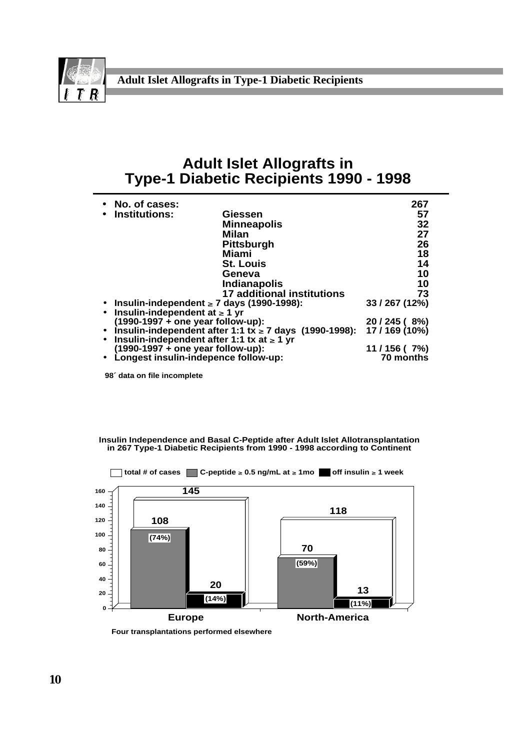# Adult Islet Allografts in Type-1 Diabetic Recipients 1990 - 1998

- **No. of cases:** 267
- **Institutions:**

| Institution | Cases |
|---|---|
| Giessen | 57 |
| Minneapolis | 32 |
| Milan | 27 |
| Pittsburgh | 26 |
| Miami | 18 |
| St. Louis | 14 |
| Geneva | 10 |
| Indianapolis | 10 |
| 17 additional institutions | 73 |

- **Insulin-independent ≥ 7 days (1990-1998):** 33 / 267 (12%)
- **Insulin-independent at ≥ 1 yr (1990-1997 + one year follow-up):** 20 / 245 ( 8%)
- **Insulin-independent after 1:1 tx ≥ 7 days (1990-1998):** 17 / 169 (10%)
- **Insulin-independent after 1:1 tx at ≥ 1 yr (1990-1997 + one year follow-up):** 11 / 156 ( 7%)
- **Longest insulin-indepence follow-up:** 70 months

98´ data on file incomplete

**Insulin Independence and Basal C-Peptide after Adult Islet Allotransplantation in 267 Type-1 Diabetic Recipients from 1990 - 1998 according to Continent**

| | total # of cases | C-peptide ≥ 0.5 ng/mL at ≥ 1mo | off insulin ≥ 1 week |
|---|---|---|---|
| Europe | 145 | 108 (74%) | 20 (14%) |
| North-America | 118 | 70 (59%) | 13 (11%) |

Four transplantations performed elsewhere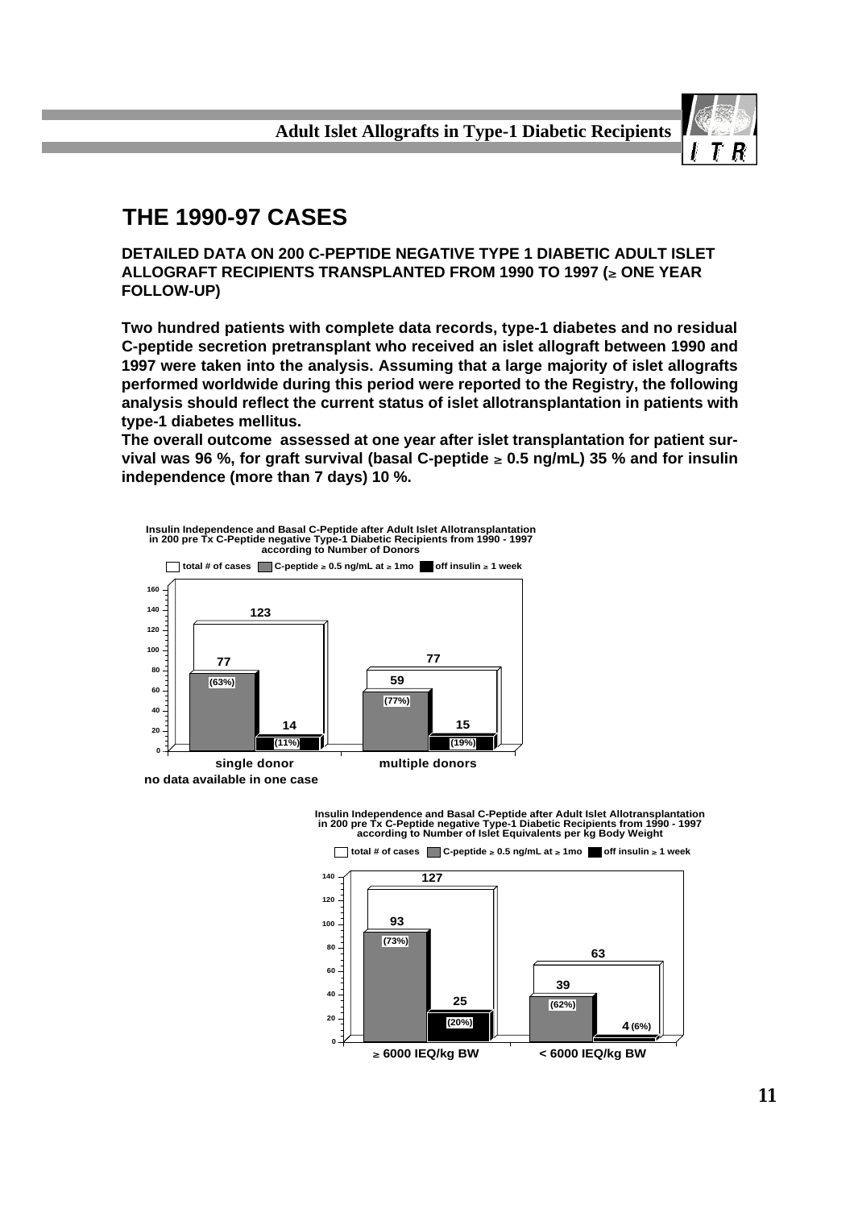# THE 1990-97 CASES

**DETAILED DATA ON 200 C-PEPTIDE NEGATIVE TYPE 1 DIABETIC ADULT ISLET ALLOGRAFT RECIPIENTS TRANSPLANTED FROM 1990 TO 1997 (≥ ONE YEAR FOLLOW-UP)**

**Two hundred patients with complete data records, type-1 diabetes and no residual C-peptide secretion pretransplant who received an islet allograft between 1990 and 1997 were taken into the analysis. Assuming that a large majority of islet allografts performed worldwide during this period were reported to the Registry, the following analysis should reflect the current status of islet allotransplantation in patients with type-1 diabetes mellitus.**

**The overall outcome assessed at one year after islet transplantation for patient survival was 96 %, for graft survival (basal C-peptide ≥ 0.5 ng/mL) 35 % and for insulin independence (more than 7 days) 10 %.**

**Insulin Independence and Basal C-Peptide after Adult Islet Allotransplantation in 200 pre Tx C-Peptide negative Type-1 Diabetic Recipients from 1990 - 1997 according to Number of Donors**

| | total # of cases | C-peptide ≥ 0.5 ng/mL at ≥ 1mo | off insulin ≥ 1 week |
|---|---|---|---|
| single donor | 123 | 77 (63%) | 14 (11%) |
| multiple donors | 77 | 59 (77%) | 15 (19%) |

no data available in one case

**Insulin Independence and Basal C-Peptide after Adult Islet Allotransplantation in 200 pre Tx C-Peptide negative Type-1 Diabetic Recipients from 1990 - 1997 according to Number of Islet Equivalents per kg Body Weight**

| | total # of cases | C-peptide ≥ 0.5 ng/mL at ≥ 1mo | off insulin ≥ 1 week |
|---|---|---|---|
| ≥ 6000 IEQ/kg BW | 127 | 93 (73%) | 25 (20%) |
| < 6000 IEQ/kg BW | 63 | 39 (62%) | 4 (6%) |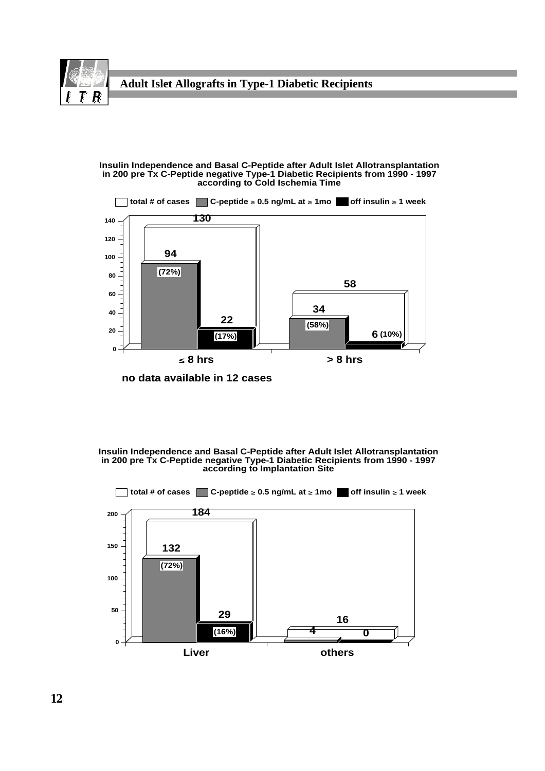## Adult Islet Allografts in Type-1 Diabetic Recipients

**Insulin Independence and Basal C-Peptide after Adult Islet Allotransplantation in 200 pre Tx C-Peptide negative Type-1 Diabetic Recipients from 1990 - 1997 according to Cold Ischemia Time**

| | total # of cases | C-peptide ≥ 0.5 ng/mL at ≥ 1mo | off insulin ≥ 1 week |
|---|---|---|---|
| ≤ 8 hrs | 130 | 94 (72%) | 22 (17%) |
| > 8 hrs | 58 | 34 (58%) | 6 (10%) |

**no data available in 12 cases**

**Insulin Independence and Basal C-Peptide after Adult Islet Allotransplantation in 200 pre Tx C-Peptide negative Type-1 Diabetic Recipients from 1990 - 1997 according to Implantation Site**

| | total # of cases | C-peptide ≥ 0.5 ng/mL at ≥ 1mo | off insulin ≥ 1 week |
|---|---|---|---|
| Liver | 184 | 132 (72%) | 29 (16%) |
| others | 16 | 4 | 0 |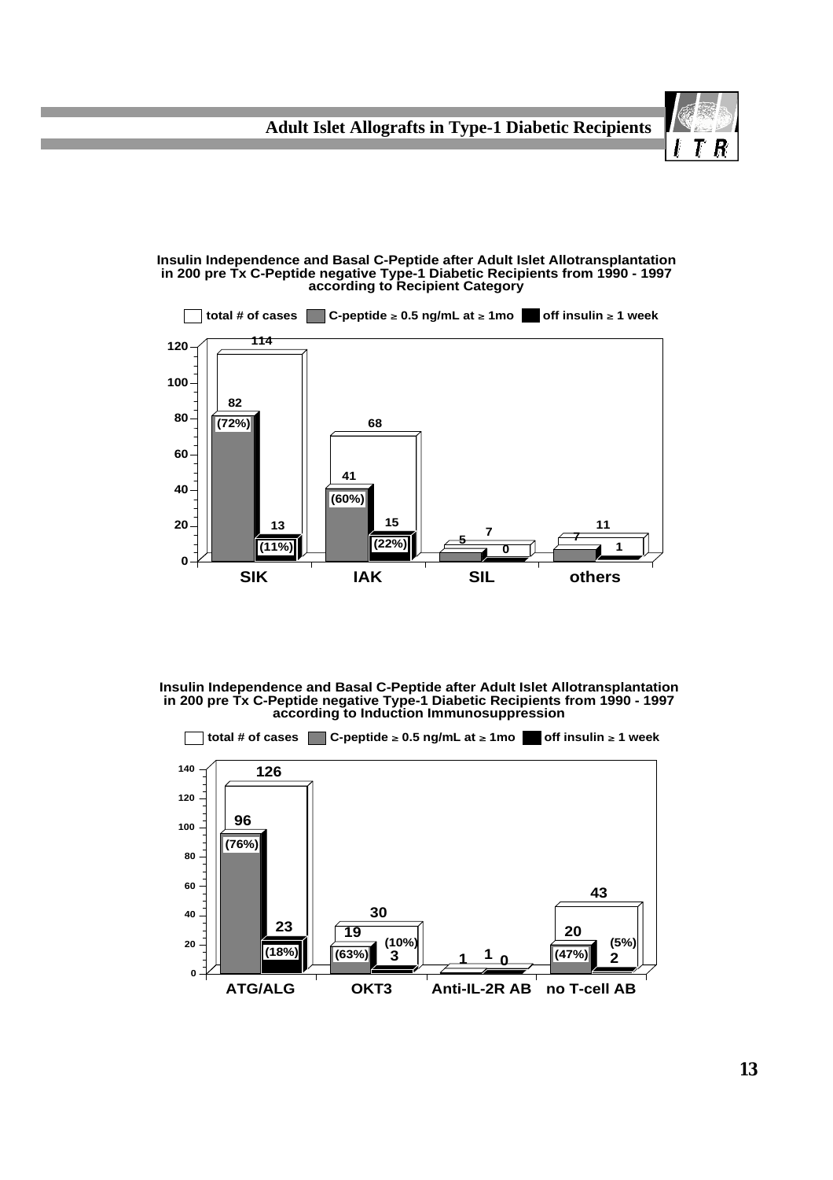**Insulin Independence and Basal C-Peptide after Adult Islet Allotransplantation in 200 pre Tx C-Peptide negative Type-1 Diabetic Recipients from 1990 - 1997 according to Recipient Category**

| Recipient Category | total # of cases | C-peptide ≥ 0.5 ng/mL at ≥ 1mo | off insulin ≥ 1 week |
|---|---|---|---|
| SIK | 114 | 82 (72%) | 13 (11%) |
| IAK | 68 | 41 (60%) | 15 (22%) |
| SIL | 7 | 5 | 0 |
| others | 11 | 7 | 1 |

**Insulin Independence and Basal C-Peptide after Adult Islet Allotransplantation in 200 pre Tx C-Peptide negative Type-1 Diabetic Recipients from 1990 - 1997 according to Induction Immunosuppression**

| Induction Immunosuppression | total # of cases | C-peptide ≥ 0.5 ng/mL at ≥ 1mo | off insulin ≥ 1 week |
|---|---|---|---|
| ATG/ALG | 126 | 96 (76%) | 23 (18%) |
| OKT3 | 30 | 19 (63%) | 3 (10%) |
| Anti-IL-2R AB | 1 | 1 | 0 |
| no T-cell AB | 43 | 20 (47%) | 2 (5%) |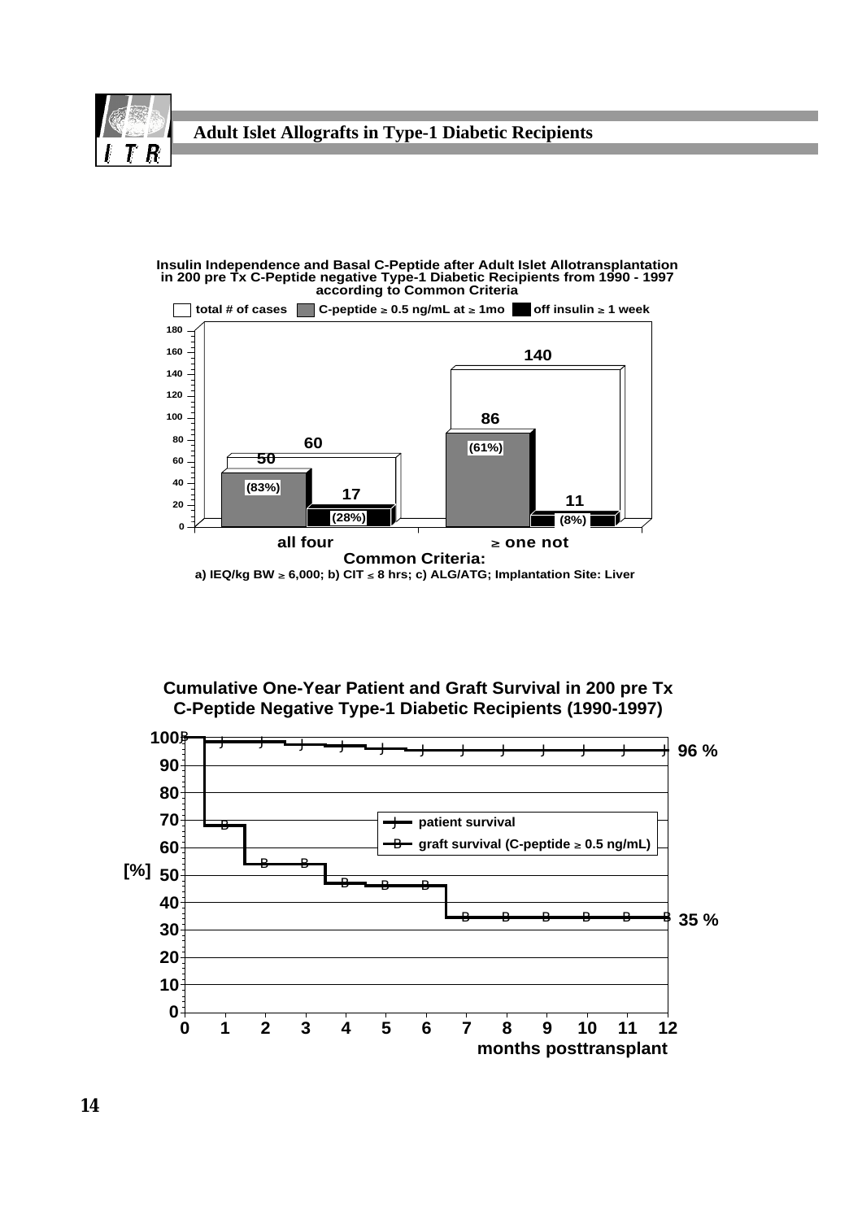## Adult Islet Allografts in Type-1 Diabetic Recipients

**Insulin Independence and Basal C-Peptide after Adult Islet Allotransplantation in 200 pre Tx C-Peptide negative Type-1 Diabetic Recipients from 1990 - 1997 according to Common Criteria**

| Common Criteria | total # of cases | C-peptide ≥ 0.5 ng/mL at ≥ 1mo | off insulin ≥ 1 week |
|---|---|---|---|
| all four | 60 | 50 (83%) | 17 (28%) |
| ≥ one not | 140 | 86 (61%) | 11 (8%) |

**Common Criteria:**
a) IEQ/kg BW ≥ 6,000; b) CIT ≤ 8 hrs; c) ALG/ATG; Implantation Site: Liver

**Cumulative One-Year Patient and Graft Survival in 200 pre Tx C-Peptide Negative Type-1 Diabetic Recipients (1990-1997)**

- patient survival: 96 % at 12 months posttransplant
- graft survival (C-peptide ≥ 0.5 ng/mL): 35 % at 12 months posttransplant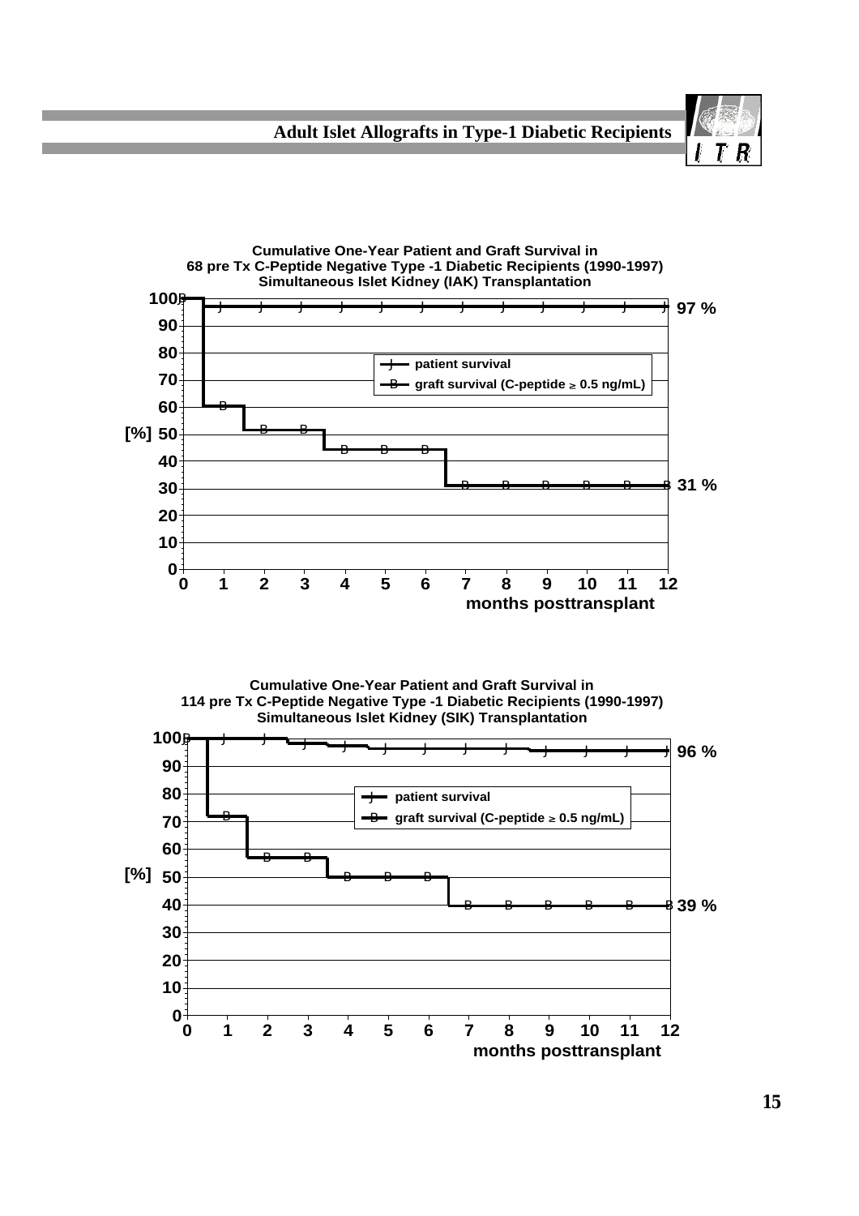**Cumulative One-Year Patient and Graft Survival in 68 pre Tx C-Peptide Negative Type -1 Diabetic Recipients (1990-1997) Simultaneous Islet Kidney (IAK) Transplantation**

- patient survival: 97 %
- graft survival (C-peptide ≥ 0.5 ng/mL): 31 %

[%] vs. months posttransplant (0–12)

**Cumulative One-Year Patient and Graft Survival in 114 pre Tx C-Peptide Negative Type -1 Diabetic Recipients (1990-1997) Simultaneous Islet Kidney (SIK) Transplantation**

- patient survival: 96 %
- graft survival (C-peptide ≥ 0.5 ng/mL): 39 %

[%] vs. months posttransplant (0–12)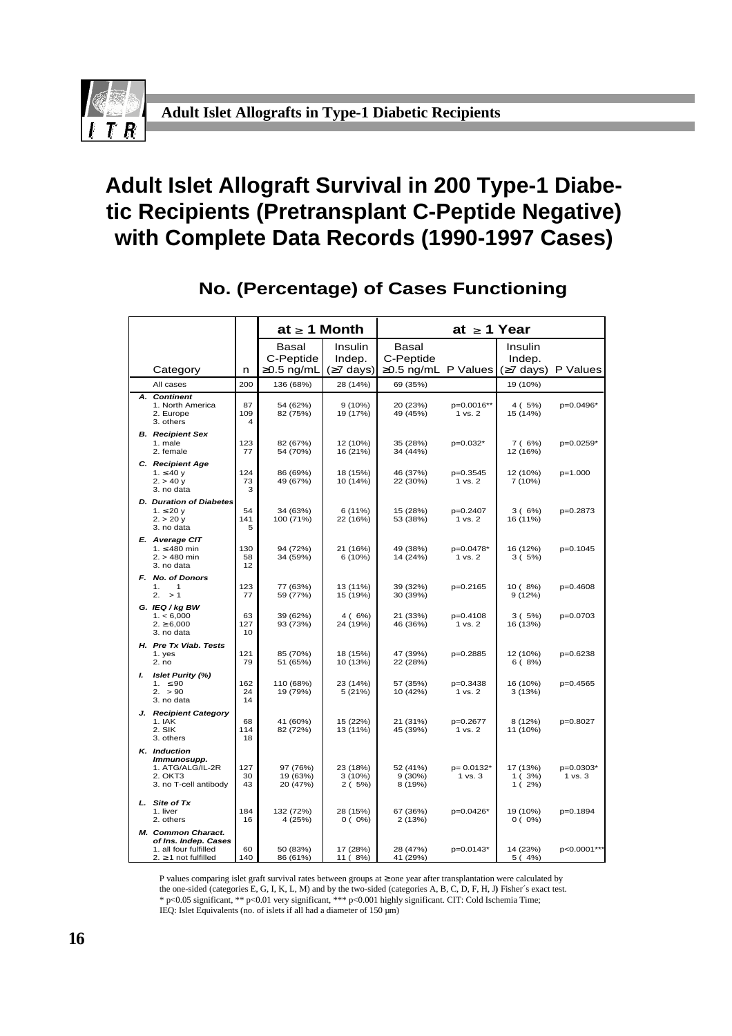# Adult Islet Allograft Survival in 200 Type-1 Diabetic Recipients (Pretransplant C-Peptide Negative) with Complete Data Records (1990-1997 Cases)

## No. (Percentage) of Cases Functioning

| Category | n | at ≥ 1 Month: Basal C-Peptide ≥0.5 ng/mL | at ≥ 1 Month: Insulin Indep. (≥7 days) | at ≥ 1 Year: Basal C-Peptide ≥0.5 ng/mL | P Values | at ≥ 1 Year: Insulin Indep. (≥7 days) | P Values |
|---|---|---|---|---|---|---|---|
| All cases | 200 | 136 (68%) | 28 (14%) | 69 (35%) | | 19 (10%) | |
| ***A. Continent*** | | | | | | | |
| 1. North America | 87 | 54 (62%) | 9 (10%) | 20 (23%) | p=0.0016** 1 vs. 2 | 4 ( 5%) | p=0.0496* |
| 2. Europe | 109 | 82 (75%) | 19 (17%) | 49 (45%) | | 15 (14%) | |
| 3. others | 4 | | | | | | |
| ***B. Recipient Sex*** | | | | | | | |
| 1. male | 123 | 82 (67%) | 12 (10%) | 35 (28%) | p=0.032* | 7 ( 6%) | p=0.0259* |
| 2. female | 77 | 54 (70%) | 16 (21%) | 34 (44%) | | 12 (16%) | |
| ***C. Recipient Age*** | | | | | | | |
| 1. ≤40 y | 124 | 86 (69%) | 18 (15%) | 46 (37%) | p=0.3545 1 vs. 2 | 12 (10%) | p=1.000 |
| 2. > 40 y | 73 | 49 (67%) | 10 (14%) | 22 (30%) | | 7 (10%) | |
| 3. no data | 3 | | | | | | |
| ***D. Duration of Diabetes*** | | | | | | | |
| 1. ≤20 y | 54 | 34 (63%) | 6 (11%) | 15 (28%) | p=0.2407 1 vs. 2 | 3 ( 6%) | p=0.2873 |
| 2. > 20 y | 141 | 100 (71%) | 22 (16%) | 53 (38%) | | 16 (11%) | |
| 3. no data | 5 | | | | | | |
| ***E. Average CIT*** | | | | | | | |
| 1. ≤480 min | 130 | 94 (72%) | 21 (16%) | 49 (38%) | p=0.0478* 1 vs. 2 | 16 (12%) | p=0.1045 |
| 2. > 480 min | 58 | 34 (59%) | 6 (10%) | 14 (24%) | | 3 ( 5%) | |
| 3. no data | 12 | | | | | | |
| ***F. No. of Donors*** | | | | | | | |
| 1. 1 | 123 | 77 (63%) | 13 (11%) | 39 (32%) | p=0.2165 | 10 ( 8%) | p=0.4608 |
| 2. > 1 | 77 | 59 (77%) | 15 (19%) | 30 (39%) | | 9 (12%) | |
| ***G. IEQ / kg BW*** | | | | | | | |
| 1. < 6,000 | 63 | 39 (62%) | 4 ( 6%) | 21 (33%) | p=0.4108 1 vs. 2 | 3 ( 5%) | p=0.0703 |
| 2. ≥6,000 | 127 | 93 (73%) | 24 (19%) | 46 (36%) | | 16 (13%) | |
| 3. no data | 10 | | | | | | |
| ***H. Pre Tx Viab. Tests*** | | | | | | | |
| 1. yes | 121 | 85 (70%) | 18 (15%) | 47 (39%) | p=0.2885 | 12 (10%) | p=0.6238 |
| 2. no | 79 | 51 (65%) | 10 (13%) | 22 (28%) | | 6 ( 8%) | |
| ***I. Islet Purity (%)*** | | | | | | | |
| 1. ≤90 | 162 | 110 (68%) | 23 (14%) | 57 (35%) | p=0.3438 1 vs. 2 | 16 (10%) | p=0.4565 |
| 2. > 90 | 24 | 19 (79%) | 5 (21%) | 10 (42%) | | 3 (13%) | |
| 3. no data | 14 | | | | | | |
| ***J. Recipient Category*** | | | | | | | |
| 1. IAK | 68 | 41 (60%) | 15 (22%) | 21 (31%) | p=0.2677 1 vs. 2 | 8 (12%) | p=0.8027 |
| 2. SIK | 114 | 82 (72%) | 13 (11%) | 45 (39%) | | 11 (10%) | |
| 3. others | 18 | | | | | | |
| ***K. Induction Immunosupp.*** | | | | | | | |
| 1. ATG/ALG/IL-2R | 127 | 97 (76%) | 23 (18%) | 52 (41%) | p= 0.0132* 1 vs. 3 | 17 (13%) | p=0.0303* 1 vs. 3 |
| 2. OKT3 | 30 | 19 (63%) | 3 (10%) | 9 (30%) | | 1 ( 3%) | |
| 3. no T-cell antibody | 43 | 20 (47%) | 2 ( 5%) | 8 (19%) | | 1 ( 2%) | |
| ***L. Site of Tx*** | | | | | | | |
| 1. liver | 184 | 132 (72%) | 28 (15%) | 67 (36%) | p=0.0426* | 19 (10%) | p=0.1894 |
| 2. others | 16 | 4 (25%) | 0 ( 0%) | 2 (13%) | | 0 ( 0%) | |
| ***M. Common Charact. of Ins. Indep. Cases*** | | | | | | | |
| 1. all four fulfilled | 60 | 50 (83%) | 17 (28%) | 28 (47%) | p=0.0143* | 14 (23%) | p<0.0001*** |
| 2. ≥1 not fulfilled | 140 | 86 (61%) | 11 ( 8%) | 41 (29%) | | 5 ( 4%) | |

P values comparing islet graft survival rates between groups at ≥ one year after transplantation were calculated by the one-sided (categories E, G, I, K, L, M) and by the two-sided (categories A, B, C, D, F, H, J) Fisher´s exact test.
* p<0.05 significant, ** p<0.01 very significant, *** p<0.001 highly significant. CIT: Cold Ischemia Time;
IEQ: Islet Equivalents (no. of islets if all had a diameter of 150 µm)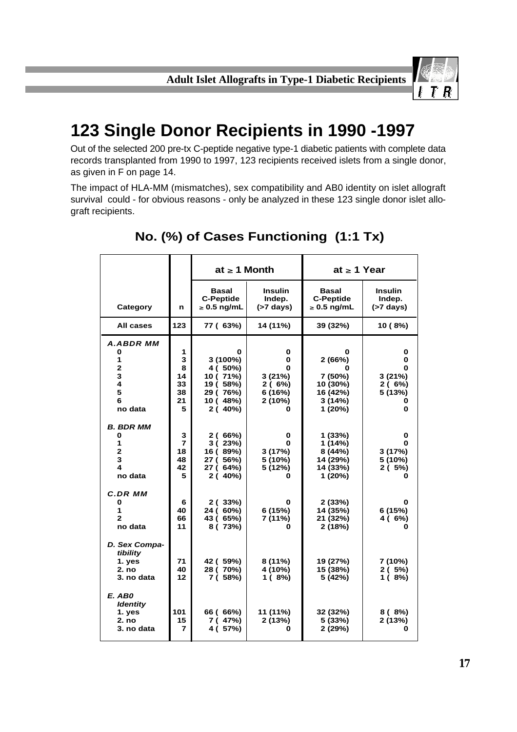# 123 Single Donor Recipients in 1990 -1997

Out of the selected 200 pre-tx C-peptide negative type-1 diabetic patients with complete data records transplanted from 1990 to 1997, 123 recipients received islets from a single donor, as given in F on page 14.

The impact of HLA-MM (mismatches), sex compatibility and AB0 identity on islet allograft survival could - for obvious reasons - only be analyzed in these 123 single donor islet allograft recipients.

## No. (%) of Cases Functioning (1:1 Tx)

| | | at ≥ 1 Month | | at ≥ 1 Year | |
|---|---|---|---|---|---|
| **Category** | **n** | **Basal C-Peptide ≥ 0.5 ng/mL** | **Insulin Indep. (>7 days)** | **Basal C-Peptide ≥ 0.5 ng/mL** | **Insulin Indep. (>7 days)** |
| **All cases** | 123 | 77 ( 63%) | 14 (11%) | 39 (32%) | 10 ( 8%) |
| ***A. ABDR MM*** | | | | | |
| 0 | 1 | 0 | 0 | 0 | 0 |
| 1 | 3 | 3 (100%) | 0 | 2 (66%) | 0 |
| 2 | 8 | 4 ( 50%) | 0 | 0 | 0 |
| 3 | 14 | 10 ( 71%) | 3 (21%) | 7 (50%) | 3 (21%) |
| 4 | 33 | 19 ( 58%) | 2 ( 6%) | 10 (30%) | 2 ( 6%) |
| 5 | 38 | 29 ( 76%) | 6 (16%) | 16 (42%) | 5 (13%) |
| 6 | 21 | 10 ( 48%) | 2 (10%) | 3 (14%) | 0 |
| no data | 5 | 2 ( 40%) | 0 | 1 (20%) | 0 |
| ***B. BDR MM*** | | | | | |
| 0 | 3 | 2 ( 66%) | 0 | 1 (33%) | 0 |
| 1 | 7 | 3 ( 23%) | 0 | 1 (14%) | 0 |
| 2 | 18 | 16 ( 89%) | 3 (17%) | 8 (44%) | 3 (17%) |
| 3 | 48 | 27 ( 56%) | 5 (10%) | 14 (29%) | 5 (10%) |
| 4 | 42 | 27 ( 64%) | 5 (12%) | 14 (33%) | 2 ( 5%) |
| no data | 5 | 2 ( 40%) | 0 | 1 (20%) | 0 |
| ***C. DR MM*** | | | | | |
| 0 | 6 | 2 ( 33%) | 0 | 2 (33%) | 0 |
| 1 | 40 | 24 ( 60%) | 6 (15%) | 14 (35%) | 6 (15%) |
| 2 | 66 | 43 ( 65%) | 7 (11%) | 21 (32%) | 4 ( 6%) |
| no data | 11 | 8 ( 73%) | 0 | 2 (18%) | 0 |
| ***D. Sex Compatibility*** | | | | | |
| 1. yes | 71 | 42 ( 59%) | 8 (11%) | 19 (27%) | 7 (10%) |
| 2. no | 40 | 28 ( 70%) | 4 (10%) | 15 (38%) | 2 ( 5%) |
| 3. no data | 12 | 7 ( 58%) | 1 ( 8%) | 5 (42%) | 1 ( 8%) |
| ***E. AB0 Identity*** | | | | | |
| 1. yes | 101 | 66 ( 66%) | 11 (11%) | 32 (32%) | 8 ( 8%) |
| 2. no | 15 | 7 ( 47%) | 2 (13%) | 5 (33%) | 2 (13%) |
| 3. no data | 7 | 4 ( 57%) | 0 | 2 (29%) | 0 |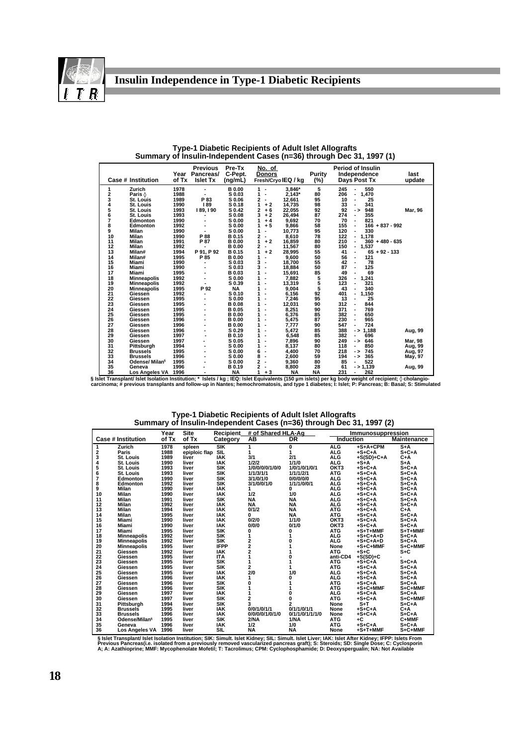# Insulin Independence in Type-1 Diabetic Recipients

**Type-1 Diabetic Recipients of Adult Islet Allografts**
**Summary of Insulin-Independent Cases (n=36) through Dec 31, 1997 (1)**

| Case # | Institution | Year of Tx | Previous Pancreas/ Islet Tx | Pre-Tx C-Pept. (ng/mL) | No. of Donors Fresh/Cryo | IEQ / kg | Purity (%) | Period of Insulin Independence Days Post Tx | last update |
|---|---|---|---|---|---|---|---|---|---|
| 1 | Zurich | 1978 | - | B 0.00 | 1 - | 3,846* | 5 | 245 - 550 | |
| 2 | Paris ◊ | 1988 | - | S 0.03 | 1 - | 2,143* | 80 | 206 - 1,470 | |
| 3 | St. Louis | 1989 | P 83 | S 0.06 | 2 - | 12,661 | 95 | 10 - 25 | |
| 4 | St. Louis | 1990 | I 89 | S 0.18 | 1 + 2 | 14,735 | 98 | 33 - 341 | |
| 5 | St. Louis | 1993 | I 89, I 90 | S 0.42 | 2 + 6 | 22,055 | 92 | 92 -> 948 | Mar, 96 |
| 6 | St. Louis | 1993 | - | S 0.08 | 3 + 2 | 26,494 | 87 | 274 - 355 | |
| 7 | Edmonton | 1990 | - | S 0.00 | 1 + 4 | 9,692 | 70 | 70 - 821 | |
| 8 | Edmonton | 1992 | - | S 0.00 | 1 + 5 | 9,866 | 58 | 155 - 166 + 837 - 992 | |
| 9 | Milan | 1990 | - | S 0.00 | 1 - | 10,773 | 95 | 120 - 330 | |
| 10 | Milan | 1990 | P 88 | B 0.15 | 2 - | 8,610 | 78 | 122 - 1,178 | |
| 11 | Milan | 1991 | P 87 | B 0.00 | 1 + 2 | 16,859 | 80 | 210 - 360 + 480 - 635 | |
| 12 | Milan | 1992 | - | B 0.00 | 2 - | 11,567 | 80 | 150 - 1,537 | |
| 13 | Milan# | 1994 | P 91, P 92 | B 0.15 | 1 + 2 | 28,995 | 55 | 41 - 65 + 92 - 133 | |
| 14 | Milan# | 1995 | P 85 | B 0.00 | 1 - | 9,600 | 50 | 56 - 121 | |
| 15 | Miami | 1990 | - | S 0.03 | 3 - | 18,700 | 55 | 42 - 78 | |
| 16 | Miami | 1990 | - | S 0.03 | 3 - | 18,884 | 50 | 87 - 125 | |
| 17 | Miami | 1995 | - | B 0.03 | 1 - | 15,691 | 85 | 49 - 69 | |
| 18 | Minneapolis | 1992 | - | S 0.00 | 1 - | 7,882 | 5 | 326 - 1,241 | |
| 19 | Minneapolis | 1992 | - | S 0.39 | 1 - | 13,319 | 5 | 123 - 321 | |
| 20 | Minneapolis | 1995 | P 92 | NA | 1 - | 9,004 | 5 | 43 - 340 | |
| 21 | Giessen | 1992 | - | S 0.10 | 1 - | 6,156 | 92 | 401 - 1,150 | |
| 22 | Giessen | 1995 | - | S 0.00 | 1 - | 7,246 | 95 | 13 - 25 | |
| 23 | Giessen | 1995 | - | B 0.08 | 1 - | 12,031 | 90 | 312 - 844 | |
| 24 | Giessen | 1995 | - | B 0.05 | 1 - | 8,251 | 90 | 371 - 769 | |
| 25 | Giessen | 1995 | - | B 0.00 | 1 - | 6,376 | 85 | 382 - 650 | |
| 26 | Giessen | 1996 | - | B 0.00 | 1 - | 5,475 | 87 | 230 - 965 | |
| 27 | Giessen | 1996 | - | B 0.00 | 1 - | 7,777 | 90 | 547 - 724 | |
| 28 | Giessen | 1996 | - | S 0.29 | 1 - | 5,472 | 85 | 388 -> 1,188 | Aug, 99 |
| 29 | Giessen | 1997 | - | B 0.10 | 1 - | 6,548 | 85 | 382 - 696 | |
| 30 | Giessen | 1997 | - | S 0.05 | 1 - | 7,896 | 90 | 249 -> 646 | Mar, 98 |
| 31 | Pittsburgh | 1994 | - | S 0.00 | 1 - | 8,137 | 80 | 118 - 850 | Aug, 99 |
| 32 | Brussels | 1995 | - | S 0.00 | 6 - | 4,400 | 70 | 218 -> 745 | Aug, 97 |
| 33 | Brussels | 1996 | - | S 0.00 | 8 - | 2,600 | 59 | 194 -> 365 | May, 97 |
| 34 | Odense/ Milan§ | 1995 | - | S 0.00 | 2 - | 9,360 | 80 | 85 - 522 | |
| 35 | Geneva | 1996 | - | B 0.19 | 2 - | 8,800 | 28 | 61 -> 1,139 | Aug, 99 |
| 36 | Los Angeles VA | 1996 | - | NA | 1 + 3 | NA | NA | 231 - 262 | |

§ Islet Transplant/ Islet Isolation Institution; * Islets / kg ; IEQ: Islet Equivalents (150 µm islets) per kg body weight of recipient; ◊ cholangio-carcinoma; # previous transplants and follow-up in Nantes; hemochromatosis, and type 1 diabetes; I: Islet; P: Pancreas; B: Basal; S: Stimulated

**Type-1 Diabetic Recipients of Adult Islet Allografts**
**Summary of Insulin-Independent Cases (n=36) through Dec 31, 1997 (2)**

| Case # | Institution | Year of Tx | Site of Tx | Recipient Category | # of Shared HLA-Ag AB | DR | Immunosuppression Induction | | Maintenance |
|---|---|---|---|---|---|---|---|---|---|
| 1 | Zurich | 1978 | spleen | SIK | 1 | 0 | ALG | +S+A+CPM | S+A |
| 2 | Paris | 1988 | epiploic flap | SIL | 1 | 1 | ALG | +S+C+A | S+C+A |
| 3 | St. Louis | 1989 | liver | IAK | 3/1 | 2/1 | ALG | +S(SD)+C+A | C+A |
| 4 | St. Louis | 1990 | liver | IAK | 1/2/2 | 1/1/0 | ALG | +S+A | S+A |
| 5 | St. Louis | 1993 | liver | SIK | 1/0/0/0/0/1/0/0 | 1/0/1/0/1/0/1 | OKT3 | +S+C+A | S+C+A |
| 6 | St. Louis | 1993 | liver | SIK | 1/1/3/1/1 | 1/1/1/2/1 | ATG | +S+C+A | S+C+A |
| 7 | Edmonton | 1990 | liver | SIK | 3/1/0/1/0 | 0/0/0/0/0 | ALG | +S+C+A | S+C+A |
| 8 | Edmonton | 1992 | liver | SIK | 3/1/0/0/1/0 | 1/1/1/0/0/1 | ALG | +S+C+A | S+C+A |
| 9 | Milan | 1990 | liver | IAK | 1 | 0 | ALG | +S+C+A | S+C+A |
| 10 | Milan | 1990 | liver | IAK | 1/2 | 1/0 | ALG | +S+C+A | S+C+A |
| 11 | Milan | 1991 | liver | SIK | NA | NA | ALG | +S+C+A | S+C+A |
| 12 | Milan | 1992 | liver | IAK | NA | NA | ALG | +S+C+A | S+C+A |
| 13 | Milan | 1994 | liver | IAK | 0/1/2 | NA | ATG | +S+C+A | C+A |
| 14 | Milan | 1995 | liver | IAK | 0 | NA | ATG | +S+C+A | S+C+A |
| 15 | Miami | 1990 | liver | IAK | 0/2/0 | 1/1/0 | OKT3 | +S+C+A | S+C+A |
| 16 | Miami | 1990 | liver | IAK | 0/0/0 | 0/1/0 | OKT3 | +S+C+A | S+C+A |
| 17 | Miami | 1995 | liver | SIK | 0 | 0 | ATG | +S+T+MMF | S+T+MMF |
| 18 | Minneapolis | 1992 | liver | SIK | 1 | 1 | ALG | +S+C+A+D | S+C+A |
| 19 | Minneapolis | 1992 | liver | SIK | 2 | 0 | ALG | +S+C+A+D | S+C+A |
| 20 | Minneapolis | 1995 | liver | IFPP | 2 | 1 | None | +S+C+MMF | S+C+MMF |
| 21 | Giessen | 1992 | liver | IAK | 2 | 1 | ATG | +S+C | S+C |
| 22 | Giessen | 1995 | liver | ITA | 1 | 0 | anti-CD4 | +S(SD)+C | - |
| 23 | Giessen | 1995 | liver | SIK | 1 | 1 | ATG | +S+C+A | S+C+A |
| 24 | Giessen | 1995 | liver | SIK | 2 | 1 | ATG | +S+C+A | S+C+A |
| 25 | Giessen | 1995 | liver | IAK | 2/0 | 1/0 | ALG | +S+C+A | S+C+A |
| 26 | Giessen | 1996 | liver | IAK | 1 | 0 | ALG | +S+C+A | S+C+A |
| 27 | Giessen | 1996 | liver | SIK | 0 | 1 | ATG | +S+C+A | S+C+A |
| 28 | Giessen | 1996 | liver | SIK | 1 | 1 | ATG | +S+C+MMF | S+C+MMF |
| 29 | Giessen | 1997 | liver | IAK | 1 | 0 | ALG | +S+C+A | S+C+A |
| 30 | Giessen | 1997 | liver | SIK | 2 | 0 | ATG | +S+C+A | S+C+MMF |
| 31 | Pittsburgh | 1994 | liver | SIK | 3 | 2 | None | S+T | S+C+A |
| 32 | Brussels | 1995 | liver | IAK | 0/0/1/0/1/1 | 0/1/1/0/1/1 | None | +S+C+A | C+A |
| 33 | Brussels | 1996 | liver | IAK | 0/0/0/0/1/0/0/1/0 | 0/1/1/0/1/1/1/0 | None | +S+C+A | S+C+A |
| 34 | Odense/Milan§ | 1995 | liver | SIK | 2/NA | 1/NA | ATG | +C | C+MMF |
| 35 | Geneva | 1996 | liver | IAK | 1/2 | 1/0 | ATG | +S+C+A | S+C+A |
| 36 | Los Angeles VA | 1996 | liver | SIL | NA | NA | None | +S+T+MMF | S+C+MMF |

§ Islet Transplant/ Islet Isolation Institution; SIK: Simult. Islet Kidney; SIL: Simult. Islet Liver; IAK: Islet After Kidney; IFPP: Islets From Previous Pancreas(i.e. isolated from a previously removed vascularized pancreas graft); S: Steroids; SD: Single Dose; C: Cyclosporin A; A: Azathioprine; MMF: Mycophenolate Mofetil; T: Tacrolimus; CPM: Cyclophosphamide; D: Deoxyspergualin; NA: Not Available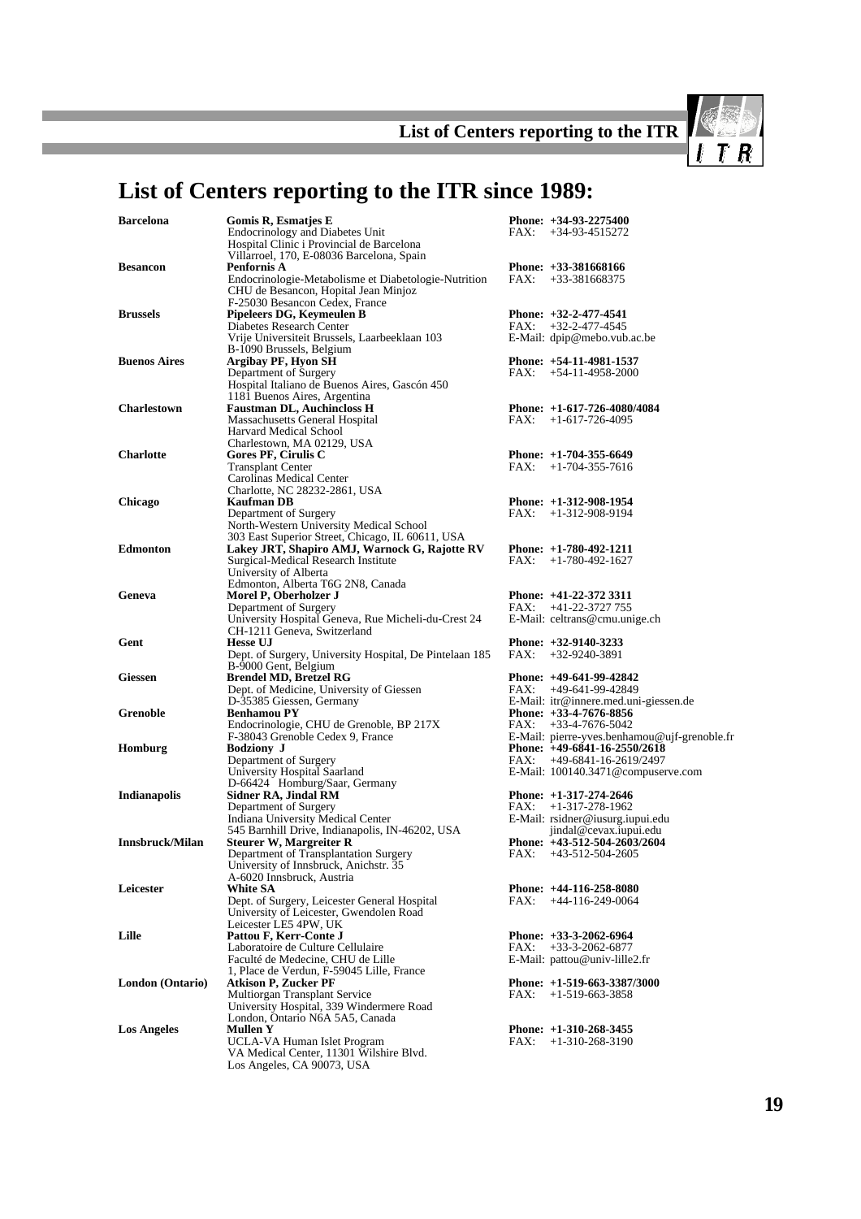# List of Centers reporting to the ITR since 1989:

| City | Center | Contact |
|---|---|---|
| **Barcelona** | **Gomis R, Esmatjes E**<br>Endocrinology and Diabetes Unit<br>Hospital Clinic i Provincial de Barcelona<br>Villarroel, 170, E-08036 Barcelona, Spain | **Phone: +34-93-2275400**<br>FAX: +34-93-4515272 |
| **Besancon** | **Penfornis A**<br>Endocrinologie-Metabolisme et Diabetologie-Nutrition<br>CHU de Besancon, Hopital Jean Minjoz<br>F-25030 Besancon Cedex, France | **Phone: +33-381668166**<br>FAX: +33-381668375 |
| **Brussels** | **Pipeleers DG, Keymeulen B**<br>Diabetes Research Center<br>Vrije Universiteit Brussels, Laarbeeklaan 103<br>B-1090 Brussels, Belgium | **Phone: +32-2-477-4541**<br>FAX: +32-2-477-4545<br>E-Mail: dpip@mebo.vub.ac.be |
| **Buenos Aires** | **Argibay PF, Hyon SH**<br>Department of Surgery<br>Hospital Italiano de Buenos Aires, Gascón 450<br>1181 Buenos Aires, Argentina | **Phone: +54-11-4981-1537**<br>FAX: +54-11-4958-2000 |
| **Charlestown** | **Faustman DL, Auchincloss H**<br>Massachusetts General Hospital<br>Harvard Medical School<br>Charlestown, MA 02129, USA | **Phone: +1-617-726-4080/4084**<br>FAX: +1-617-726-4095 |
| **Charlotte** | **Gores PF, Cirulis C**<br>Transplant Center<br>Carolinas Medical Center<br>Charlotte, NC 28232-2861, USA | **Phone: +1-704-355-6649**<br>FAX: +1-704-355-7616 |
| **Chicago** | **Kaufman DB**<br>Department of Surgery<br>North-Western University Medical School<br>303 East Superior Street, Chicago, IL 60611, USA | **Phone: +1-312-908-1954**<br>FAX: +1-312-908-9194 |
| **Edmonton** | **Lakey JRT, Shapiro AMJ, Warnock G, Rajotte RV**<br>Surgical-Medical Research Institute<br>University of Alberta<br>Edmonton, Alberta T6G 2N8, Canada | **Phone: +1-780-492-1211**<br>FAX: +1-780-492-1627 |
| **Geneva** | **Morel P, Oberholzer J**<br>Department of Surgery<br>University Hospital Geneva, Rue Micheli-du-Crest 24<br>CH-1211 Geneva, Switzerland | **Phone: +41-22-372 3311**<br>FAX: +41-22-3727 755<br>E-Mail: celtrans@cmu.unige.ch |
| **Gent** | **Hesse UJ**<br>Dept. of Surgery, University Hospital, De Pintelaan 185<br>B-9000 Gent, Belgium | **Phone: +32-9140-3233**<br>FAX: +32-9240-3891 |
| **Giessen** | **Brendel MD, Bretzel RG**<br>Dept. of Medicine, University of Giessen<br>D-35385 Giessen, Germany | **Phone: +49-641-99-42842**<br>FAX: +49-641-99-42849<br>E-Mail: itr@innere.med.uni-giessen.de |
| **Grenoble** | **Benhamou PY**<br>Endocrinologie, CHU de Grenoble, BP 217X<br>F-38043 Grenoble Cedex 9, France | **Phone: +33-4-7676-8856**<br>FAX: +33-4-7676-5042<br>E-Mail: pierre-yves.benhamou@ujf-grenoble.fr |
| **Homburg** | **Bodziony J**<br>Department of Surgery<br>University Hospital Saarland<br>D-66424 Homburg/Saar, Germany | **Phone: +49-6841-16-2550/2618**<br>FAX: +49-6841-16-2619/2497<br>E-Mail: 100140.3471@compuserve.com |
| **Indianapolis** | **Sidner RA, Jindal RM**<br>Department of Surgery<br>Indiana University Medical Center<br>545 Barnhill Drive, Indianapolis, IN-46202, USA | **Phone: +1-317-274-2646**<br>FAX: +1-317-278-1962<br>E-Mail: rsidner@iusurg.iupui.edu<br>jindal@cevax.iupui.edu |
| **Innsbruck/Milan** | **Steurer W, Margreiter R**<br>Department of Transplantation Surgery<br>University of Innsbruck, Anichstr. 35<br>A-6020 Innsbruck, Austria | **Phone: +43-512-504-2603/2604**<br>FAX: +43-512-504-2605 |
| **Leicester** | **White SA**<br>Dept. of Surgery, Leicester General Hospital<br>University of Leicester, Gwendolen Road<br>Leicester LE5 4PW, UK | **Phone: +44-116-258-8080**<br>FAX: +44-116-249-0064 |
| **Lille** | **Pattou F, Kerr-Conte J**<br>Laboratoire de Culture Cellulaire<br>Faculté de Medecine, CHU de Lille<br>1, Place de Verdun, F-59045 Lille, France | **Phone: +33-3-2062-6964**<br>FAX: +33-3-2062-6877<br>E-Mail: pattou@univ-lille2.fr |
| **London (Ontario)** | **Atkison P, Zucker PF**<br>Multiorgan Transplant Service<br>University Hospital, 339 Windermere Road<br>London, Ontario N6A 5A5, Canada | **Phone: +1-519-663-3387/3000**<br>FAX: +1-519-663-3858 |
| **Los Angeles** | **Mullen Y**<br>UCLA-VA Human Islet Program<br>VA Medical Center, 11301 Wilshire Blvd.<br>Los Angeles, CA 90073, USA | **Phone: +1-310-268-3455**<br>FAX: +1-310-268-3190 |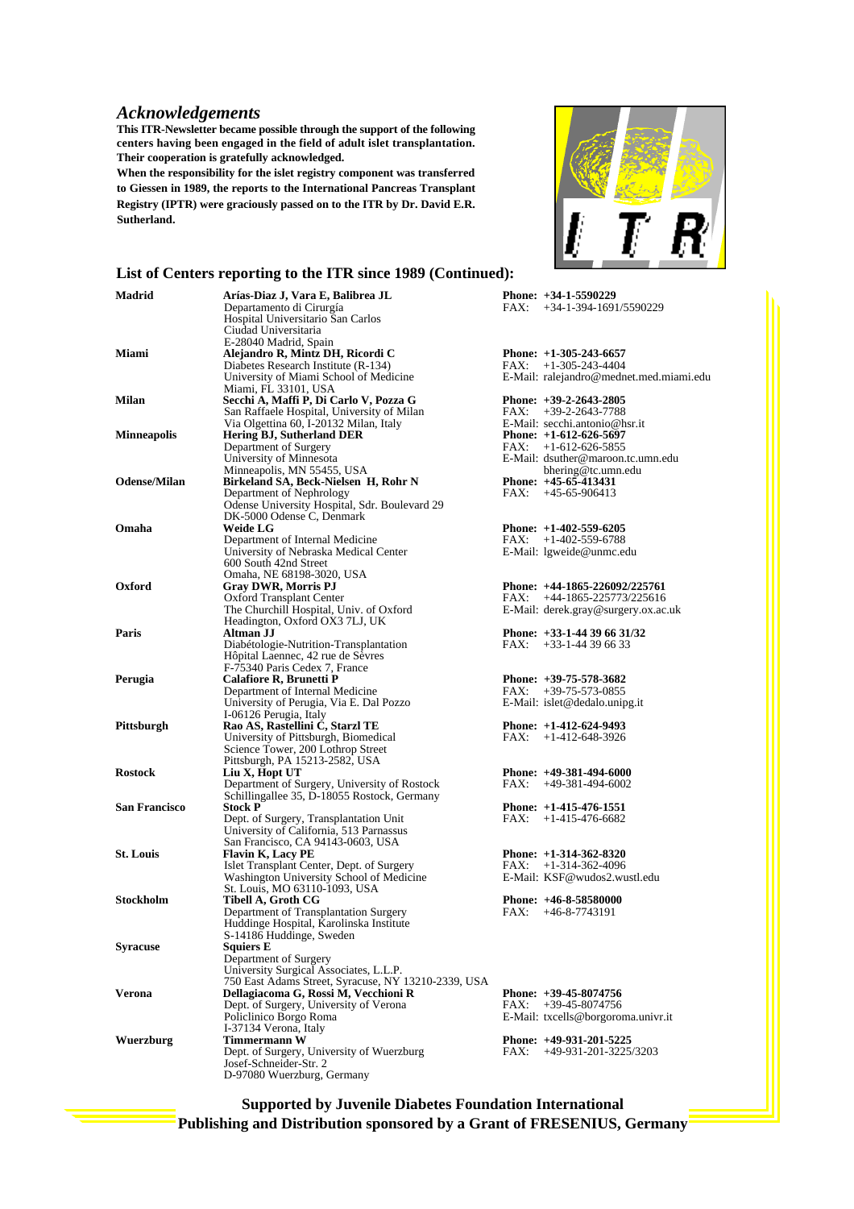## *Acknowledgements*

**This ITR-Newsletter became possible through the support of the following centers having been engaged in the field of adult islet transplantation. Their cooperation is gratefully acknowledged.**

**When the responsibility for the islet registry component was transferred to Giessen in 1989, the reports to the International Pancreas Transplant Registry (IPTR) were graciously passed on to the ITR by Dr. David E.R. Sutherland.**

### List of Centers reporting to the ITR since 1989 (Continued):

| | | |
|---|---|---|
| **Madrid** | **Arías-Diaz J, Vara E, Balibrea JL**<br>Departamento di Cirurgía<br>Hospital Universitario San Carlos<br>Ciudad Universitaria<br>E-28040 Madrid, Spain | **Phone: +34-1-5590229**<br>FAX: +34-1-394-1691/5590229 |
| **Miami** | **Alejandro R, Mintz DH, Ricordi C**<br>Diabetes Research Institute (R-134)<br>University of Miami School of Medicine<br>Miami, FL 33101, USA | **Phone: +1-305-243-6657**<br>FAX: +1-305-243-4404<br>E-Mail: ralejandro@mednet.med.miami.edu |
| **Milan** | **Secchi A, Maffi P, Di Carlo V, Pozza G**<br>San Raffaele Hospital, University of Milan<br>Via Olgettina 60, I-20132 Milan, Italy | **Phone: +39-2-2643-2805**<br>FAX: +39-2-2643-7788<br>E-Mail: secchi.antonio@hsr.it |
| **Minneapolis** | **Hering BJ, Sutherland DER**<br>Department of Surgery<br>University of Minnesota<br>Minneapolis, MN 55455, USA | **Phone: +1-612-626-5697**<br>FAX: +1-612-626-5855<br>E-Mail: dsuther@maroon.tc.umn.edu<br>bhering@tc.umn.edu |
| **Odense/Milan** | **Birkeland SA, Beck-Nielsen H, Rohr N**<br>Department of Nephrology<br>Odense University Hospital, Sdr. Boulevard 29<br>DK-5000 Odense C, Denmark | **Phone: +45-65-413431**<br>FAX: +45-65-906413 |
| **Omaha** | **Weide LG**<br>Department of Internal Medicine<br>University of Nebraska Medical Center<br>600 South 42nd Street<br>Omaha, NE 68198-3020, USA | **Phone: +1-402-559-6205**<br>FAX: +1-402-559-6788<br>E-Mail: lgweide@unmc.edu |
| **Oxford** | **Gray DWR, Morris PJ**<br>Oxford Transplant Center<br>The Churchill Hospital, Univ. of Oxford<br>Headington, Oxford OX3 7LJ, UK | **Phone: +44-1865-226092/225761**<br>FAX: +44-1865-225773/225616<br>E-Mail: derek.gray@surgery.ox.ac.uk |
| **Paris** | **Altman JJ**<br>Diabétologie-Nutrition-Transplantation<br>Hôpital Laennec, 42 rue de Sèvres<br>F-75340 Paris Cedex 7, France | **Phone: +33-1-44 39 66 31/32**<br>FAX: +33-1-44 39 66 33 |
| **Perugia** | **Calafiore R, Brunetti P**<br>Department of Internal Medicine<br>University of Perugia, Via E. Dal Pozzo<br>I-06126 Perugia, Italy | **Phone: +39-75-578-3682**<br>FAX: +39-75-573-0855<br>E-Mail: islet@dedalo.unipg.it |
| **Pittsburgh** | **Rao AS, Rastellini C, Starzl TE**<br>University of Pittsburgh, Biomedical<br>Science Tower, 200 Lothrop Street<br>Pittsburgh, PA 15213-2582, USA | **Phone: +1-412-624-9493**<br>FAX: +1-412-648-3926 |
| **Rostock** | **Liu X, Hopt UT**<br>Department of Surgery, University of Rostock<br>Schillingallee 35, D-18055 Rostock, Germany | **Phone: +49-381-494-6000**<br>FAX: +49-381-494-6002 |
| **San Francisco** | **Stock P**<br>Dept. of Surgery, Transplantation Unit<br>University of California, 513 Parnassus<br>San Francisco, CA 94143-0603, USA | **Phone: +1-415-476-1551**<br>FAX: +1-415-476-6682 |
| **St. Louis** | **Flavin K, Lacy PE**<br>Islet Transplant Center, Dept. of Surgery<br>Washington University School of Medicine<br>St. Louis, MO 63110-1093, USA | **Phone: +1-314-362-8320**<br>FAX: +1-314-362-4096<br>E-Mail: KSF@wudos2.wustl.edu |
| **Stockholm** | **Tibell A, Groth CG**<br>Department of Transplantation Surgery<br>Huddinge Hospital, Karolinska Institute<br>S-14186 Huddinge, Sweden | **Phone: +46-8-58580000**<br>FAX: +46-8-7743191 |
| **Syracuse** | **Squiers E**<br>Department of Surgery<br>University Surgical Associates, L.L.P.<br>750 East Adams Street, Syracuse, NY 13210-2339, USA | |
| **Verona** | **Dellagiacoma G, Rossi M, Vecchioni R**<br>Dept. of Surgery, University of Verona<br>Policlinico Borgo Roma<br>I-37134 Verona, Italy | **Phone: +39-45-8074756**<br>FAX: +39-45-8074756<br>E-Mail: txcells@borgoroma.univr.it |
| **Wuerzburg** | **Timmermann W**<br>Dept. of Surgery, University of Wuerzburg<br>Josef-Schneider-Str. 2<br>D-97080 Wuerzburg, Germany | **Phone: +49-931-201-5225**<br>FAX: +49-931-201-3225/3203 |

**Supported by Juvenile Diabetes Foundation International**
**Publishing and Distribution sponsored by a Grant of FRESENIUS, Germany**